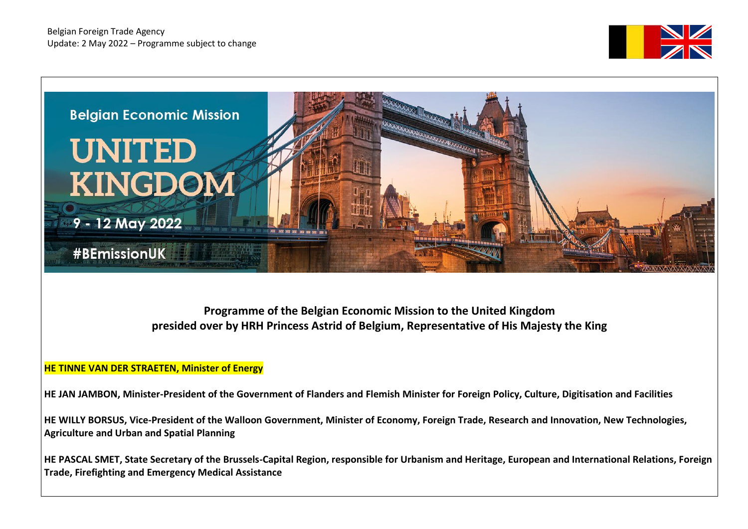Belgian Foreign Trade Agency
Update: 2 May 2022 – Programme subject to change

Belgian Economic Mission

# UNITED KINGDOM

9 - 12 May 2022

#BEmissionUK

**Programme of the Belgian Economic Mission to the United Kingdom**
**presided over by HRH Princess Astrid of Belgium, Representative of His Majesty the King**

**HE TINNE VAN DER STRAETEN, Minister of Energy**

**HE JAN JAMBON, Minister-President of the Government of Flanders and Flemish Minister for Foreign Policy, Culture, Digitisation and Facilities**

**HE WILLY BORSUS, Vice-President of the Walloon Government, Minister of Economy, Foreign Trade, Research and Innovation, New Technologies, Agriculture and Urban and Spatial Planning**

**HE PASCAL SMET, State Secretary of the Brussels-Capital Region, responsible for Urbanism and Heritage, European and International Relations, Foreign Trade, Firefighting and Emergency Medical Assistance**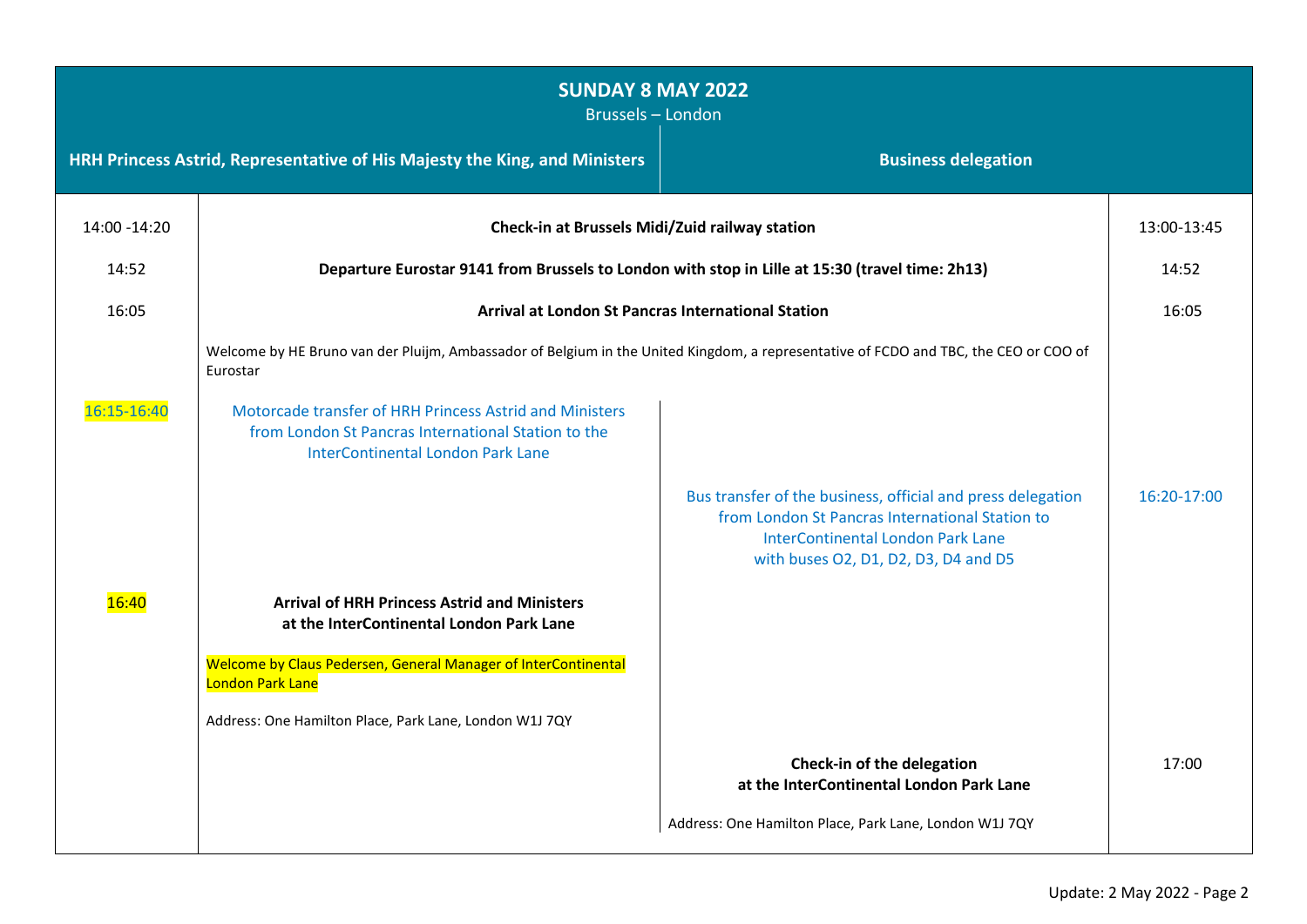# SUNDAY 8 MAY 2022

Brussels – London

| HRH Princess Astrid, Representative of His Majesty the King, and Ministers | | Business delegation | |
|---|---|---|---|
| 14:00 -14:20 | **Check-in at Brussels Midi/Zuid railway station** | | 13:00-13:45 |
| 14:52 | **Departure Eurostar 9141 from Brussels to London with stop in Lille at 15:30 (travel time: 2h13)** | | 14:52 |
| 16:05 | **Arrival at London St Pancras International Station** | | 16:05 |
| | Welcome by HE Bruno van der Pluijm, Ambassador of Belgium in the United Kingdom, a representative of FCDO and TBC, the CEO or COO of Eurostar | | |
| 16:15-16:40 | Motorcade transfer of HRH Princess Astrid and Ministers from London St Pancras International Station to the InterContinental London Park Lane | | |
| | | Bus transfer of the business, official and press delegation from London St Pancras International Station to InterContinental London Park Lane with buses O2, D1, D2, D3, D4 and D5 | 16:20-17:00 |
| 16:40 | **Arrival of HRH Princess Astrid and Ministers at the InterContinental London Park Lane**<br><br>Welcome by Claus Pedersen, General Manager of InterContinental London Park Lane<br><br>Address: One Hamilton Place, Park Lane, London W1J 7QY | | |
| | | **Check-in of the delegation at the InterContinental London Park Lane**<br><br>Address: One Hamilton Place, Park Lane, London W1J 7QY | 17:00 |

Update: 2 May 2022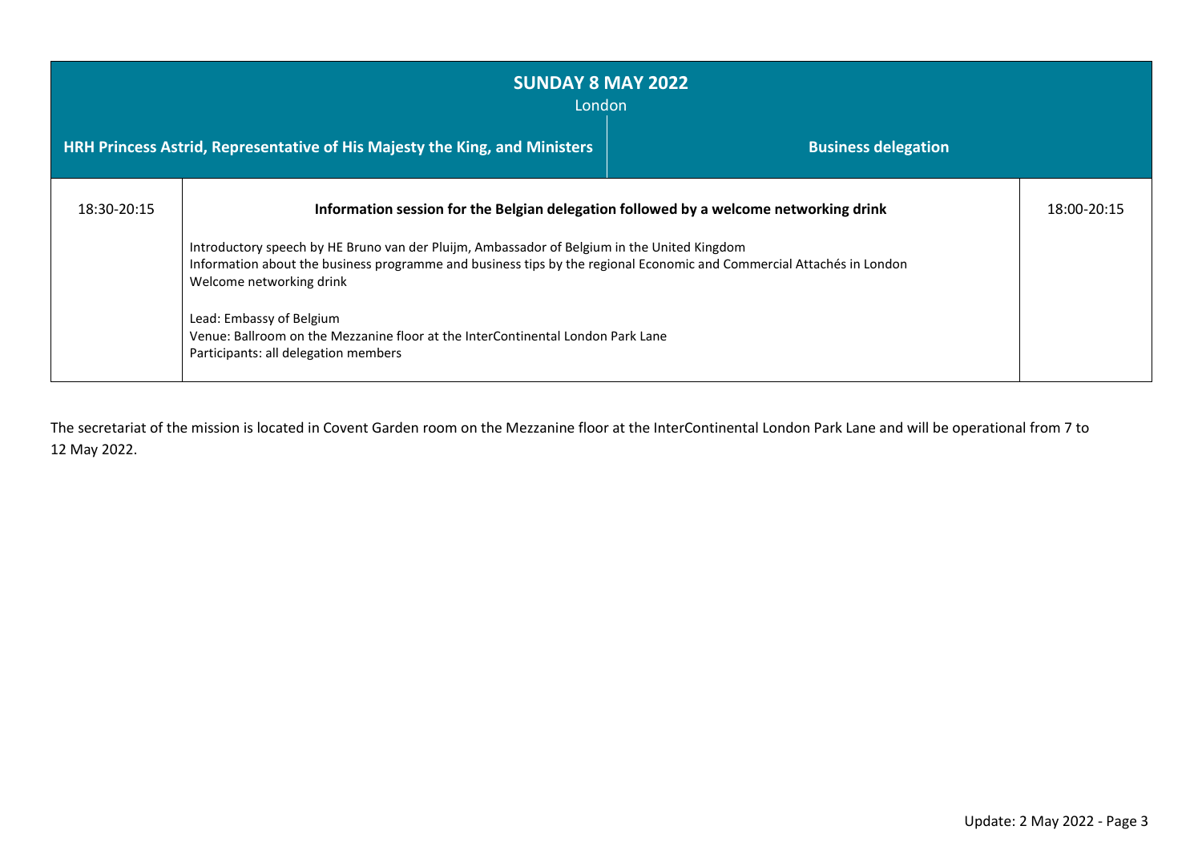| SUNDAY 8 MAY 2022<br>London | | |
|---|---|---|
| **HRH Princess Astrid, Representative of His Majesty the King, and Ministers** | | **Business delegation** |
| 18:30-20:15 | **Information session for the Belgian delegation followed by a welcome networking drink**<br><br>Introductory speech by HE Bruno van der Pluijm, Ambassador of Belgium in the United Kingdom<br>Information about the business programme and business tips by the regional Economic and Commercial Attachés in London<br>Welcome networking drink<br><br>Lead: Embassy of Belgium<br>Venue: Ballroom on the Mezzanine floor at the InterContinental London Park Lane<br>Participants: all delegation members | 18:00-20:15 |

The secretariat of the mission is located in Covent Garden room on the Mezzanine floor at the InterContinental London Park Lane and will be operational from 7 to 12 May 2022.

Update: 2 May 2022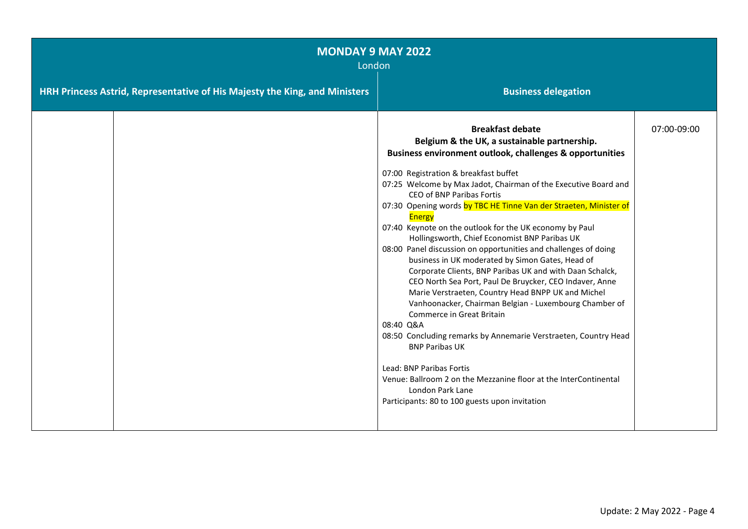## MONDAY 9 MAY 2022

London

| HRH Princess Astrid, Representative of His Majesty the King, and Ministers | | Business delegation | |
|---|---|---|---|
| | | **Breakfast debate**<br>**Belgium & the UK, a sustainable partnership.**<br>**Business environment outlook, challenges & opportunities**<br><br>07:00 Registration & breakfast buffet<br>07:25 Welcome by Max Jadot, Chairman of the Executive Board and CEO of BNP Paribas Fortis<br>07:30 Opening words by TBC HE Tinne Van der Straeten, Minister of Energy<br>07:40 Keynote on the outlook for the UK economy by Paul Hollingsworth, Chief Economist BNP Paribas UK<br>08:00 Panel discussion on opportunities and challenges of doing business in UK moderated by Simon Gates, Head of Corporate Clients, BNP Paribas UK and with Daan Schalck, CEO North Sea Port, Paul De Bruycker, CEO Indaver, Anne Marie Verstraeten, Country Head BNPP UK and Michel Vanhoonacker, Chairman Belgian - Luxembourg Chamber of Commerce in Great Britain<br>08:40 Q&A<br>08:50 Concluding remarks by Annemarie Verstraeten, Country Head BNP Paribas UK<br><br>Lead: BNP Paribas Fortis<br>Venue: Ballroom 2 on the Mezzanine floor at the InterContinental London Park Lane<br>Participants: 80 to 100 guests upon invitation | 07:00-09:00 |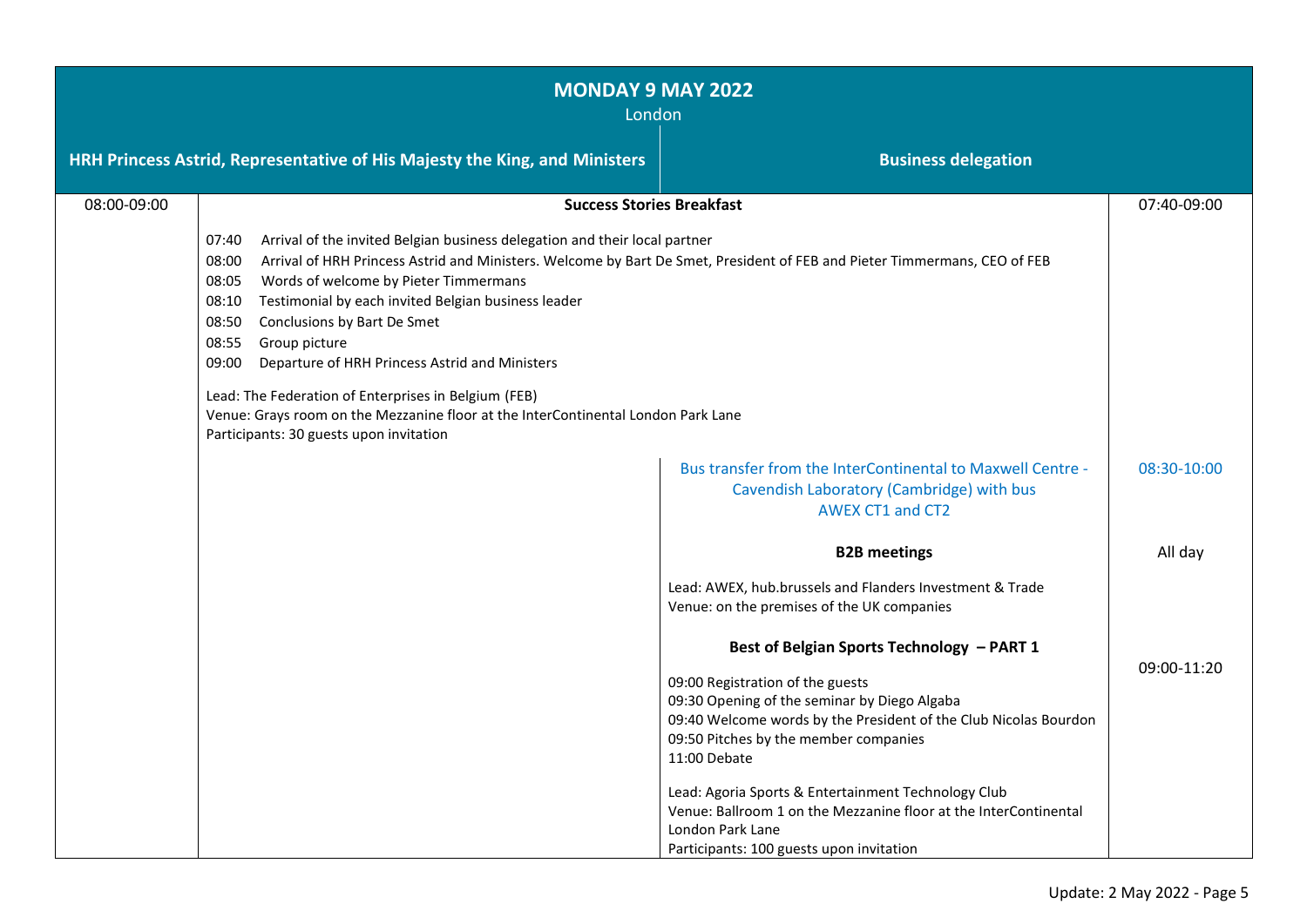# MONDAY 9 MAY 2022

London

| | HRH Princess Astrid, Representative of His Majesty the King, and Ministers | Business delegation | |
|---|---|---|---|
| 08:00-09:00 | **Success Stories Breakfast**<br><br>07:40 Arrival of the invited Belgian business delegation and their local partner<br>08:00 Arrival of HRH Princess Astrid and Ministers. Welcome by Bart De Smet, President of FEB and Pieter Timmermans, CEO of FEB<br>08:05 Words of welcome by Pieter Timmermans<br>08:10 Testimonial by each invited Belgian business leader<br>08:50 Conclusions by Bart De Smet<br>08:55 Group picture<br>09:00 Departure of HRH Princess Astrid and Ministers<br><br>Lead: The Federation of Enterprises in Belgium (FEB)<br>Venue: Grays room on the Mezzanine floor at the InterContinental London Park Lane<br>Participants: 30 guests upon invitation | | 07:40-09:00 |
| | | Bus transfer from the InterContinental to Maxwell Centre - Cavendish Laboratory (Cambridge) with bus AWEX CT1 and CT2 | 08:30-10:00 |
| | | **B2B meetings**<br><br>Lead: AWEX, hub.brussels and Flanders Investment & Trade<br>Venue: on the premises of the UK companies | All day |
| | | **Best of Belgian Sports Technology – PART 1**<br><br>09:00 Registration of the guests<br>09:30 Opening of the seminar by Diego Algaba<br>09:40 Welcome words by the President of the Club Nicolas Bourdon<br>09:50 Pitches by the member companies<br>11:00 Debate<br><br>Lead: Agoria Sports & Entertainment Technology Club<br>Venue: Ballroom 1 on the Mezzanine floor at the InterContinental London Park Lane<br>Participants: 100 guests upon invitation | 09:00-11:20 |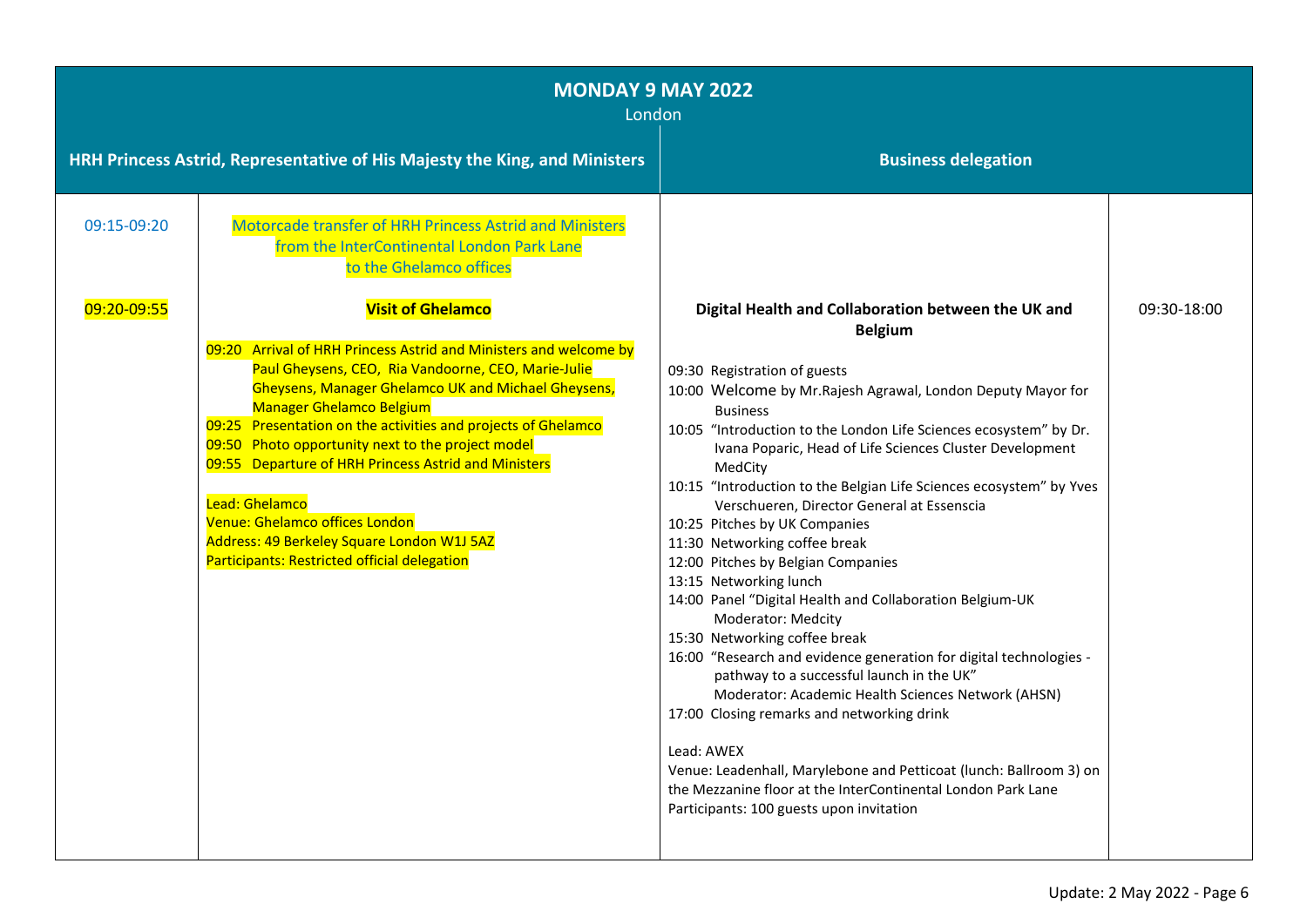# MONDAY 9 MAY 2022

London

| HRH Princess Astrid, Representative of His Majesty the King, and Ministers | | Business delegation | |
|---|---|---|---|
| 09:15-09:20 | Motorcade transfer of HRH Princess Astrid and Ministers from the InterContinental London Park Lane to the Ghelamco offices | | |
| 09:20-09:55 | **Visit of Ghelamco**<br><br>09:20 Arrival of HRH Princess Astrid and Ministers and welcome by Paul Gheysens, CEO, Ria Vandoorne, CEO, Marie-Julie Gheysens, Manager Ghelamco UK and Michael Gheysens, Manager Ghelamco Belgium<br>09:25 Presentation on the activities and projects of Ghelamco<br>09:50 Photo opportunity next to the project model<br>09:55 Departure of HRH Princess Astrid and Ministers<br><br>Lead: Ghelamco<br>Venue: Ghelamco offices London<br>Address: 49 Berkeley Square London W1J 5AZ<br>Participants: Restricted official delegation | **Digital Health and Collaboration between the UK and Belgium**<br><br>09:30 Registration of guests<br>10:00 Welcome by Mr.Rajesh Agrawal, London Deputy Mayor for Business<br>10:05 "Introduction to the London Life Sciences ecosystem" by Dr. Ivana Poparic, Head of Life Sciences Cluster Development MedCity<br>10:15 "Introduction to the Belgian Life Sciences ecosystem" by Yves Verschueren, Director General at Essenscia<br>10:25 Pitches by UK Companies<br>11:30 Networking coffee break<br>12:00 Pitches by Belgian Companies<br>13:15 Networking lunch<br>14:00 Panel "Digital Health and Collaboration Belgium-UK Moderator: Medcity<br>15:30 Networking coffee break<br>16:00 "Research and evidence generation for digital technologies - pathway to a successful launch in the UK" Moderator: Academic Health Sciences Network (AHSN)<br>17:00 Closing remarks and networking drink<br><br>Lead: AWEX<br>Venue: Leadenhall, Marylebone and Petticoat (lunch: Ballroom 3) on the Mezzanine floor at the InterContinental London Park Lane<br>Participants: 100 guests upon invitation | 09:30-18:00 |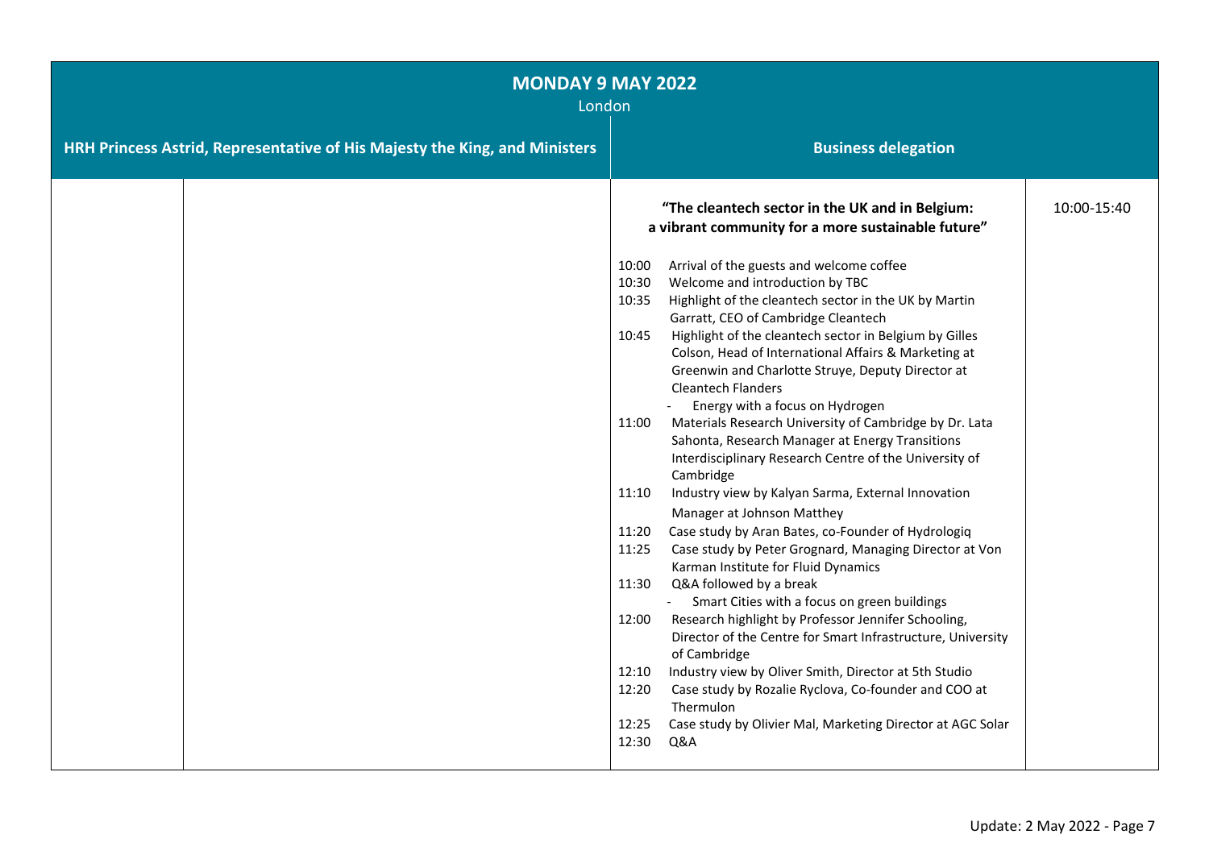## MONDAY 9 MAY 2022

London

| HRH Princess Astrid, Representative of His Majesty the King, and Ministers | | Business delegation | |
|---|---|---|---|
| | | **"The cleantech sector in the UK and in Belgium: a vibrant community for a more sustainable future"**<br><br>10:00 Arrival of the guests and welcome coffee<br>10:30 Welcome and introduction by TBC<br>10:35 Highlight of the cleantech sector in the UK by Martin Garratt, CEO of Cambridge Cleantech<br>10:45 Highlight of the cleantech sector in Belgium by Gilles Colson, Head of International Affairs & Marketing at Greenwin and Charlotte Struye, Deputy Director at Cleantech Flanders<br>- Energy with a focus on Hydrogen<br>11:00 Materials Research University of Cambridge by Dr. Lata Sahonta, Research Manager at Energy Transitions Interdisciplinary Research Centre of the University of Cambridge<br>11:10 Industry view by Kalyan Sarma, External Innovation Manager at Johnson Matthey<br>11:20 Case study by Aran Bates, co-Founder of Hydrologiq<br>11:25 Case study by Peter Grognard, Managing Director at Von Karman Institute for Fluid Dynamics<br>11:30 Q&A followed by a break<br>- Smart Cities with a focus on green buildings<br>12:00 Research highlight by Professor Jennifer Schooling, Director of the Centre for Smart Infrastructure, University of Cambridge<br>12:10 Industry view by Oliver Smith, Director at 5th Studio<br>12:20 Case study by Rozalie Ryclova, Co-founder and COO at Thermulon<br>12:25 Case study by Olivier Mal, Marketing Director at AGC Solar<br>12:30 Q&A | 10:00-15:40 |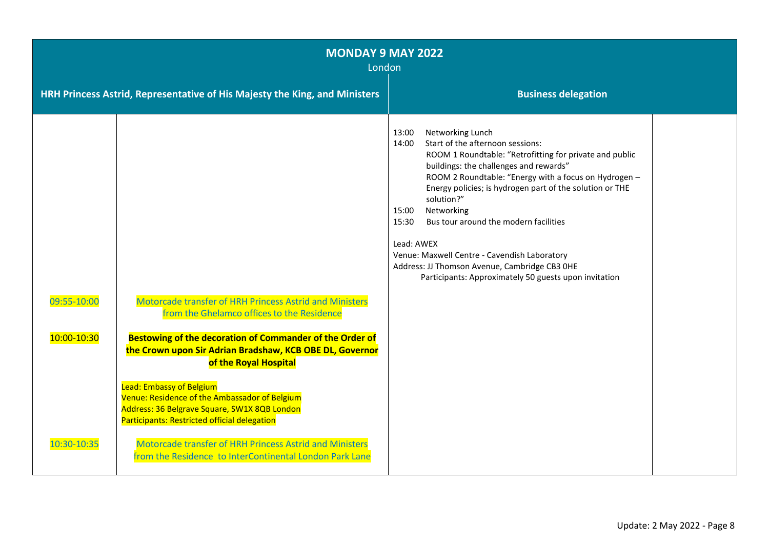## MONDAY 9 MAY 2022

London

| HRH Princess Astrid, Representative of His Majesty the King, and Ministers | | Business delegation | |
|---|---|---|---|
| | | 13:00 Networking Lunch<br>14:00 Start of the afternoon sessions:<br>ROOM 1 Roundtable: "Retrofitting for private and public buildings: the challenges and rewards"<br>ROOM 2 Roundtable: "Energy with a focus on Hydrogen – Energy policies; is hydrogen part of the solution or THE solution?"<br>15:00 Networking<br>15:30 Bus tour around the modern facilities<br><br>Lead: AWEX<br>Venue: Maxwell Centre - Cavendish Laboratory<br>Address: JJ Thomson Avenue, Cambridge CB3 0HE<br>Participants: Approximately 50 guests upon invitation | |
| 09:55-10:00 | Motorcade transfer of HRH Princess Astrid and Ministers from the Ghelamco offices to the Residence | | |
| 10:00-10:30 | **Bestowing of the decoration of Commander of the Order of the Crown upon Sir Adrian Bradshaw, KCB OBE DL, Governor of the Royal Hospital**<br><br>Lead: Embassy of Belgium<br>Venue: Residence of the Ambassador of Belgium<br>Address: 36 Belgrave Square, SW1X 8QB London<br>Participants: Restricted official delegation | | |
| 10:30-10:35 | Motorcade transfer of HRH Princess Astrid and Ministers from the Residence to InterContinental London Park Lane | | |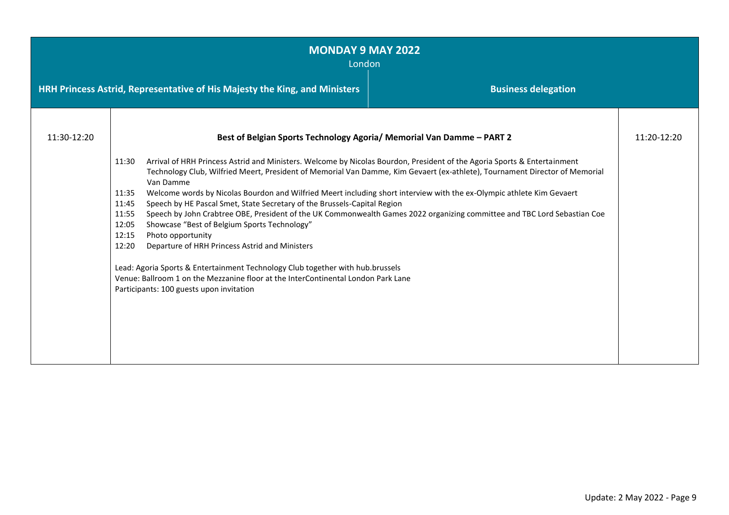## MONDAY 9 MAY 2022

London

| HRH Princess Astrid, Representative of His Majesty the King, and Ministers | | Business delegation |
|---|---|---|
| 11:30-12:20 | **Best of Belgian Sports Technology Agoria/ Memorial Van Damme – PART 2**<br><br>11:30 Arrival of HRH Princess Astrid and Ministers. Welcome by Nicolas Bourdon, President of the Agoria Sports & Entertainment Technology Club, Wilfried Meert, President of Memorial Van Damme, Kim Gevaert (ex-athlete), Tournament Director of Memorial Van Damme<br>11:35 Welcome words by Nicolas Bourdon and Wilfried Meert including short interview with the ex-Olympic athlete Kim Gevaert<br>11:45 Speech by HE Pascal Smet, State Secretary of the Brussels-Capital Region<br>11:55 Speech by John Crabtree OBE, President of the UK Commonwealth Games 2022 organizing committee and TBC Lord Sebastian Coe<br>12:05 Showcase "Best of Belgium Sports Technology"<br>12:15 Photo opportunity<br>12:20 Departure of HRH Princess Astrid and Ministers<br><br>Lead: Agoria Sports & Entertainment Technology Club together with hub.brussels<br>Venue: Ballroom 1 on the Mezzanine floor at the InterContinental London Park Lane<br>Participants: 100 guests upon invitation | 11:20-12:20 |

Update: 2 May 2022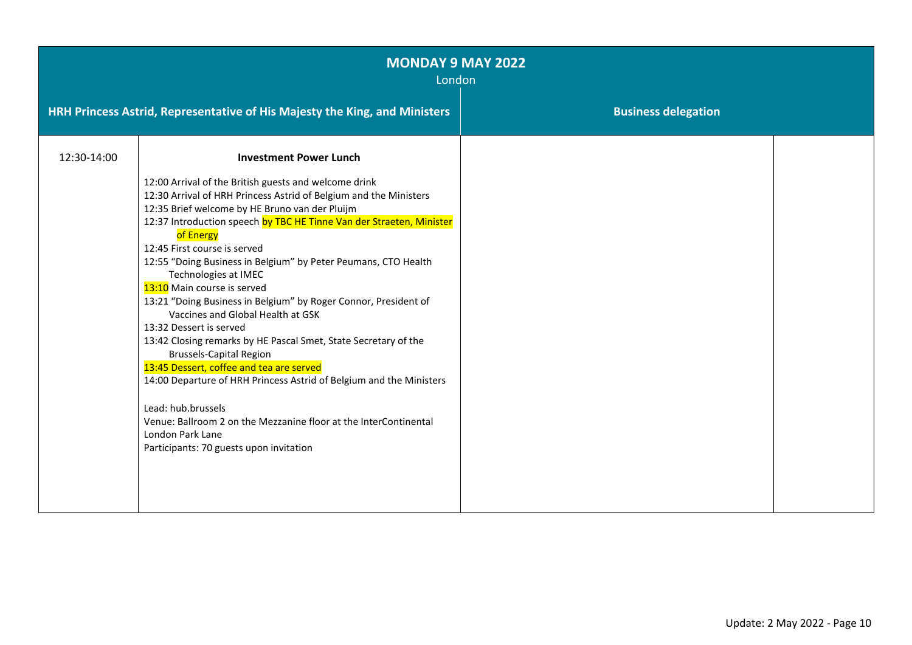| MONDAY 9 MAY 2022<br>London | | | |
|---|---|---|---|
| **HRH Princess Astrid, Representative of His Majesty the King, and Ministers** | | **Business delegation** | |
| 12:30-14:00 | **Investment Power Lunch**<br><br>12:00 Arrival of the British guests and welcome drink<br>12:30 Arrival of HRH Princess Astrid of Belgium and the Ministers<br>12:35 Brief welcome by HE Bruno van der Pluijm<br>12:37 Introduction speech by TBC HE Tinne Van der Straeten, Minister of Energy<br>12:45 First course is served<br>12:55 "Doing Business in Belgium" by Peter Peumans, CTO Health Technologies at IMEC<br>13:10 Main course is served<br>13:21 "Doing Business in Belgium" by Roger Connor, President of Vaccines and Global Health at GSK<br>13:32 Dessert is served<br>13:42 Closing remarks by HE Pascal Smet, State Secretary of the Brussels-Capital Region<br>13:45 Dessert, coffee and tea are served<br>14:00 Departure of HRH Princess Astrid of Belgium and the Ministers<br><br>Lead: hub.brussels<br>Venue: Ballroom 2 on the Mezzanine floor at the InterContinental London Park Lane<br>Participants: 70 guests upon invitation | | |

Update: 2 May 2022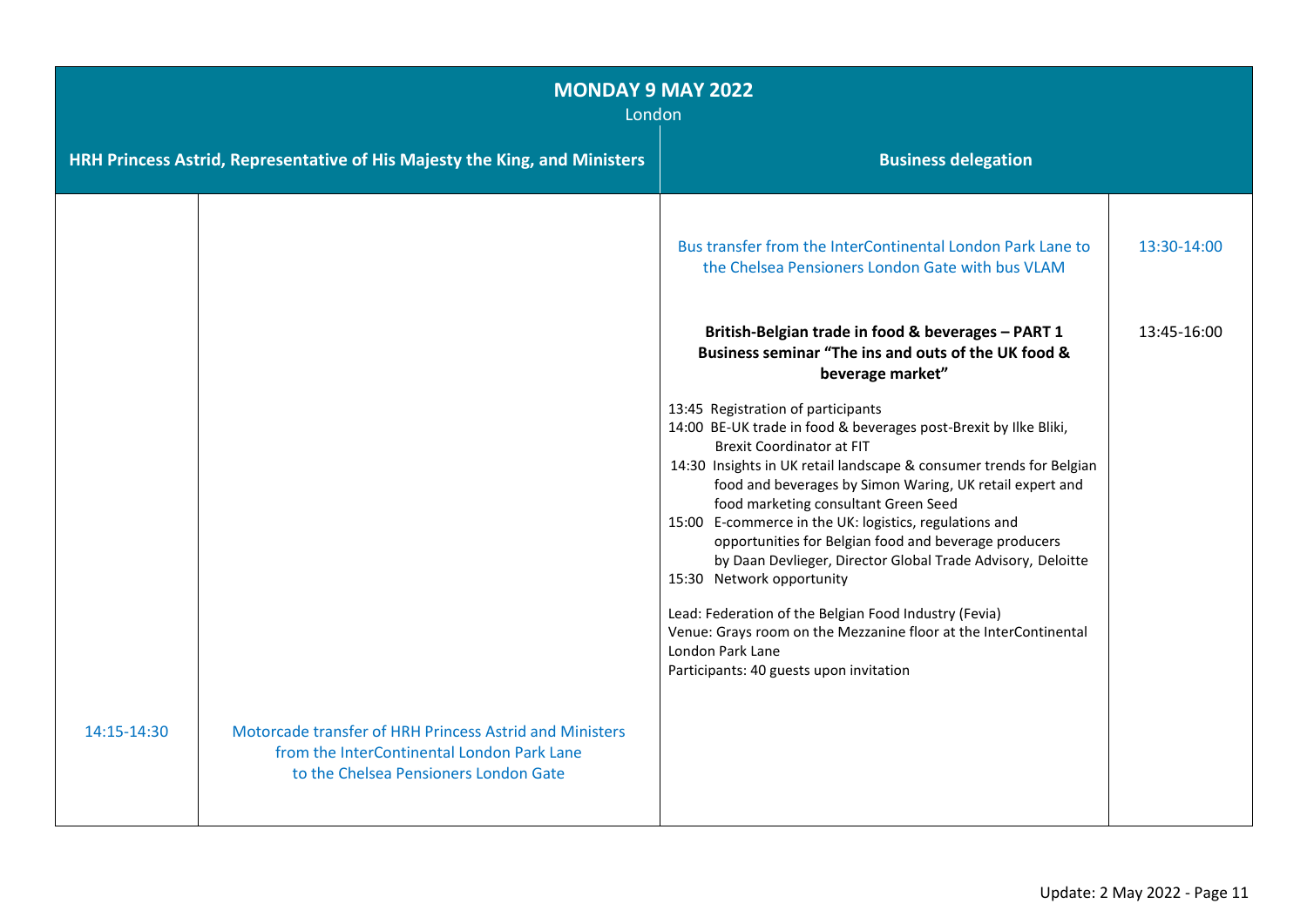## MONDAY 9 MAY 2022

London

| HRH Princess Astrid, Representative of His Majesty the King, and Ministers | | Business delegation | |
|---|---|---|---|
| | | Bus transfer from the InterContinental London Park Lane to the Chelsea Pensioners London Gate with bus VLAM | 13:30-14:00 |
| | | **British-Belgian trade in food & beverages – PART 1**<br>**Business seminar "The ins and outs of the UK food & beverage market"**<br><br>13:45 Registration of participants<br>14:00 BE-UK trade in food & beverages post-Brexit by Ilke Bliki, Brexit Coordinator at FIT<br>14:30 Insights in UK retail landscape & consumer trends for Belgian food and beverages by Simon Waring, UK retail expert and food marketing consultant Green Seed<br>15:00 E-commerce in the UK: logistics, regulations and opportunities for Belgian food and beverage producers by Daan Devlieger, Director Global Trade Advisory, Deloitte<br>15:30 Network opportunity<br><br>Lead: Federation of the Belgian Food Industry (Fevia)<br>Venue: Grays room on the Mezzanine floor at the InterContinental London Park Lane<br>Participants: 40 guests upon invitation | 13:45-16:00 |
| 14:15-14:30 | Motorcade transfer of HRH Princess Astrid and Ministers from the InterContinental London Park Lane to the Chelsea Pensioners London Gate | | |

Update: 2 May 2022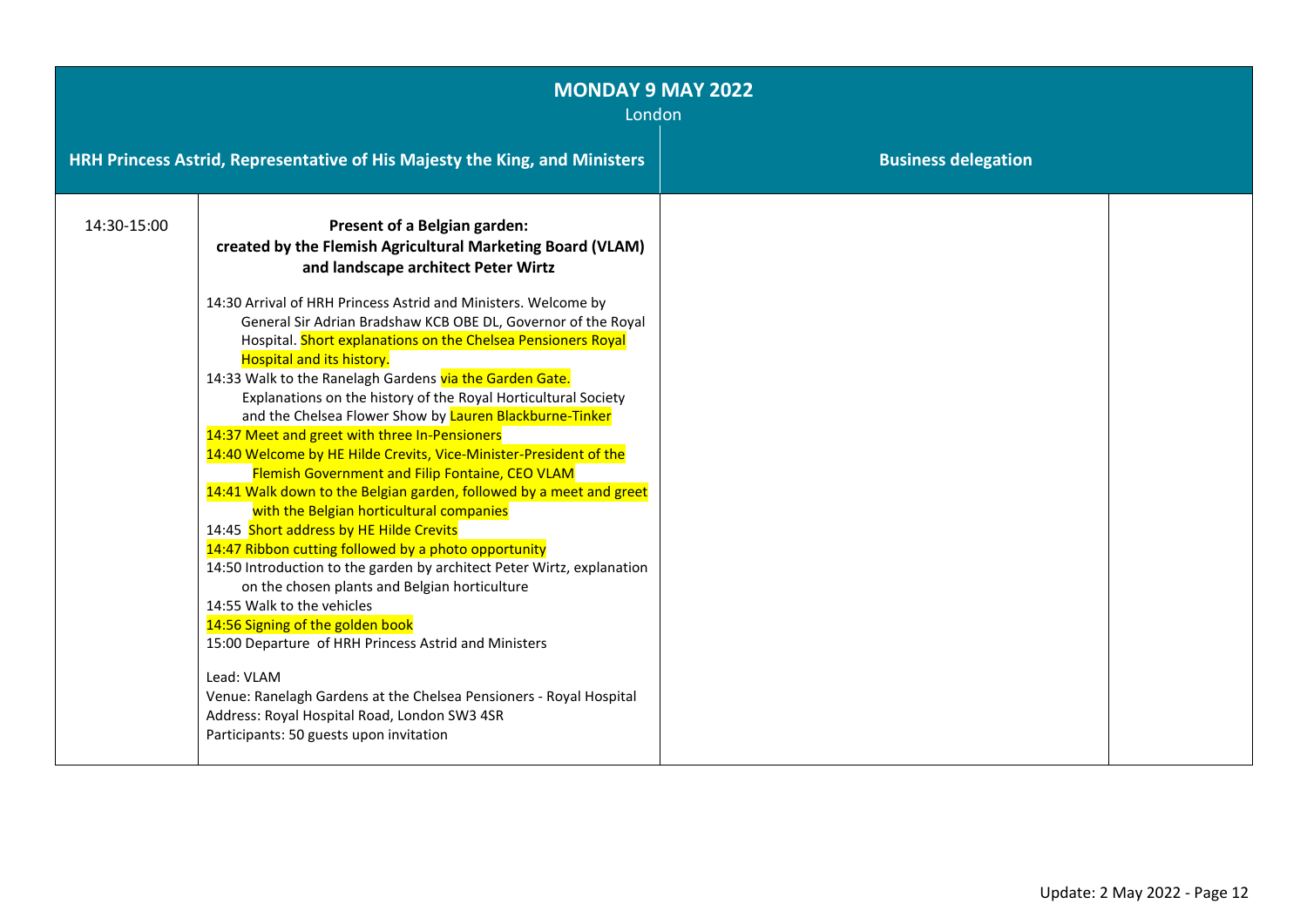| **MONDAY 9 MAY 2022**<br>London | | | |
|---|---|---|---|
| **HRH Princess Astrid, Representative of His Majesty the King, and Ministers** | | **Business delegation** | |
| 14:30-15:00 | **Present of a Belgian garden: created by the Flemish Agricultural Marketing Board (VLAM) and landscape architect Peter Wirtz**<br><br>14:30 Arrival of HRH Princess Astrid and Ministers. Welcome by General Sir Adrian Bradshaw KCB OBE DL, Governor of the Royal Hospital. Short explanations on the Chelsea Pensioners Royal Hospital and its history.<br>14:33 Walk to the Ranelagh Gardens via the Garden Gate. Explanations on the history of the Royal Horticultural Society and the Chelsea Flower Show by Lauren Blackburne-Tinker<br>14:37 Meet and greet with three In-Pensioners<br>14:40 Welcome by HE Hilde Crevits, Vice-Minister-President of the Flemish Government and Filip Fontaine, CEO VLAM<br>14:41 Walk down to the Belgian garden, followed by a meet and greet with the Belgian horticultural companies<br>14:45 Short address by HE Hilde Crevits<br>14:47 Ribbon cutting followed by a photo opportunity<br>14:50 Introduction to the garden by architect Peter Wirtz, explanation on the chosen plants and Belgian horticulture<br>14:55 Walk to the vehicles<br>14:56 Signing of the golden book<br>15:00 Departure of HRH Princess Astrid and Ministers<br><br>Lead: VLAM<br>Venue: Ranelagh Gardens at the Chelsea Pensioners - Royal Hospital<br>Address: Royal Hospital Road, London SW3 4SR<br>Participants: 50 guests upon invitation | | |

Update: 2 May 2022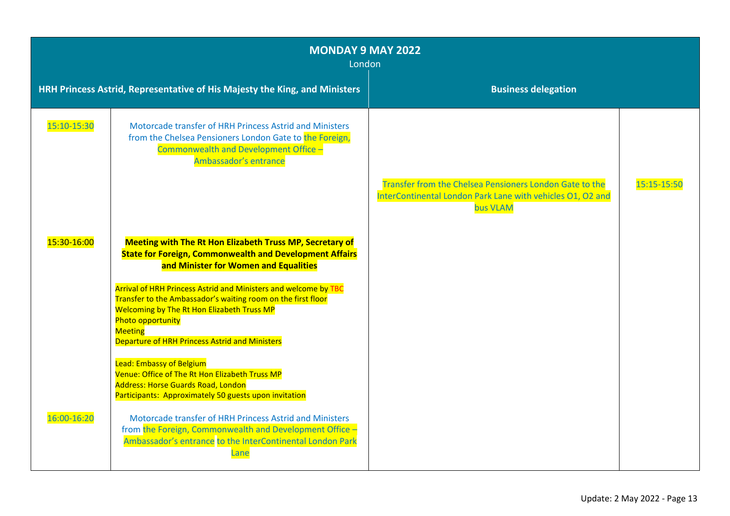| MONDAY 9 MAY 2022<br>London | | | |
|---|---|---|---|
| **HRH Princess Astrid, Representative of His Majesty the King, and Ministers** | | **Business delegation** | |
| 15:10-15:30 | Motorcade transfer of HRH Princess Astrid and Ministers from the Chelsea Pensioners London Gate to the Foreign, Commonwealth and Development Office – Ambassador's entrance | Transfer from the Chelsea Pensioners London Gate to the InterContinental London Park Lane with vehicles O1, O2 and bus VLAM | 15:15-15:50 |
| 15:30-16:00 | **Meeting with The Rt Hon Elizabeth Truss MP, Secretary of State for Foreign, Commonwealth and Development Affairs and Minister for Women and Equalities**<br><br>Arrival of HRH Princess Astrid and Ministers and welcome by TBC<br>Transfer to the Ambassador's waiting room on the first floor<br>Welcoming by The Rt Hon Elizabeth Truss MP<br>Photo opportunity<br>Meeting<br>Departure of HRH Princess Astrid and Ministers<br><br>Lead: Embassy of Belgium<br>Venue: Office of The Rt Hon Elizabeth Truss MP<br>Address: Horse Guards Road, London<br>Participants: Approximately 50 guests upon invitation | | |
| 16:00-16:20 | Motorcade transfer of HRH Princess Astrid and Ministers from the Foreign, Commonwealth and Development Office – Ambassador's entrance to the InterContinental London Park Lane | | |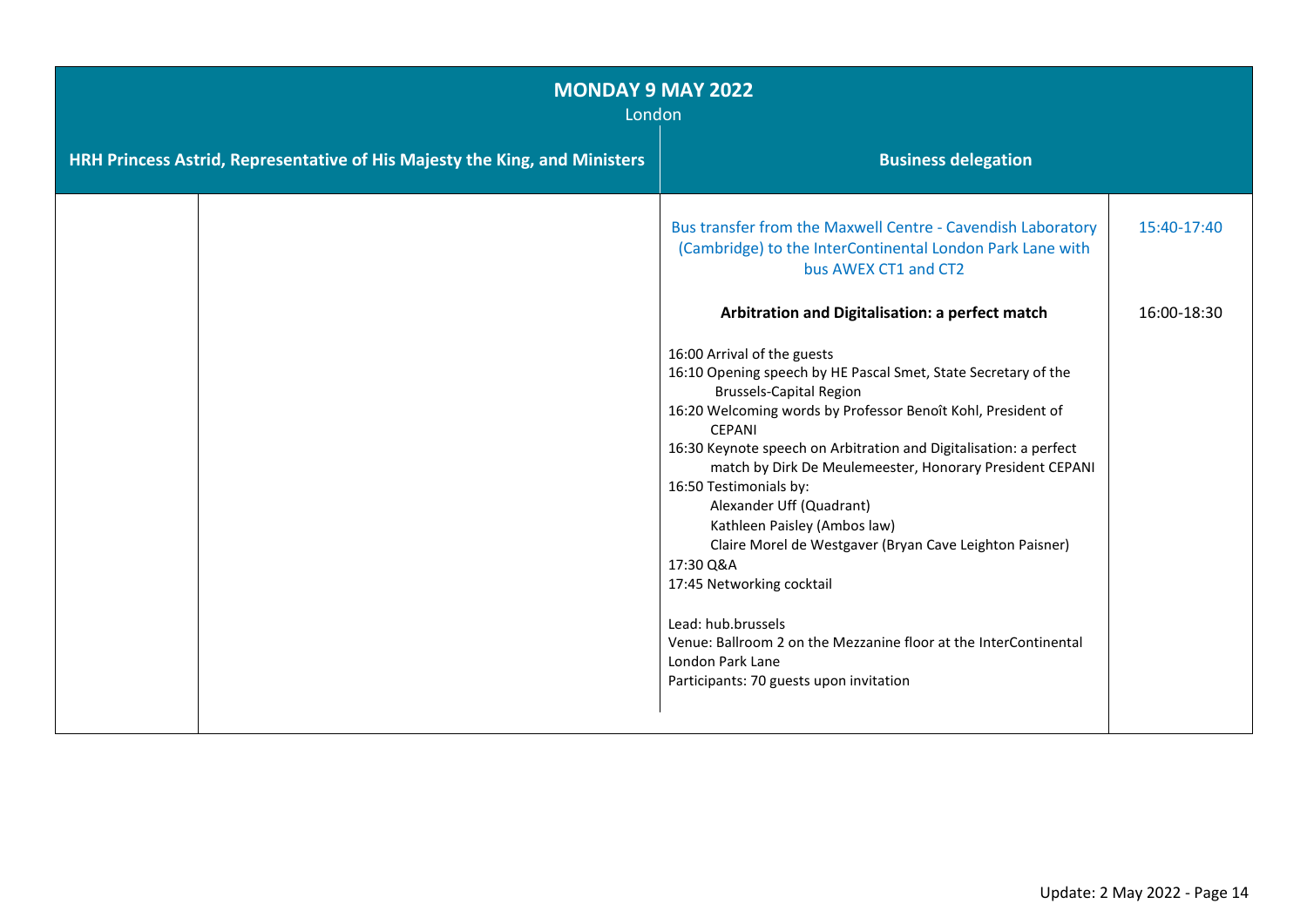## MONDAY 9 MAY 2022

London

| HRH Princess Astrid, Representative of His Majesty the King, and Ministers | | Business delegation | |
|---|---|---|---|
| | | Bus transfer from the Maxwell Centre - Cavendish Laboratory (Cambridge) to the InterContinental London Park Lane with bus AWEX CT1 and CT2 | 15:40-17:40 |
| | | **Arbitration and Digitalisation: a perfect match**<br><br>16:00 Arrival of the guests<br>16:10 Opening speech by HE Pascal Smet, State Secretary of the Brussels-Capital Region<br>16:20 Welcoming words by Professor Benoît Kohl, President of CEPANI<br>16:30 Keynote speech on Arbitration and Digitalisation: a perfect match by Dirk De Meulemeester, Honorary President CEPANI<br>16:50 Testimonials by:<br>Alexander Uff (Quadrant)<br>Kathleen Paisley (Ambos law)<br>Claire Morel de Westgaver (Bryan Cave Leighton Paisner)<br>17:30 Q&A<br>17:45 Networking cocktail<br><br>Lead: hub.brussels<br>Venue: Ballroom 2 on the Mezzanine floor at the InterContinental London Park Lane<br>Participants: 70 guests upon invitation | 16:00-18:30 |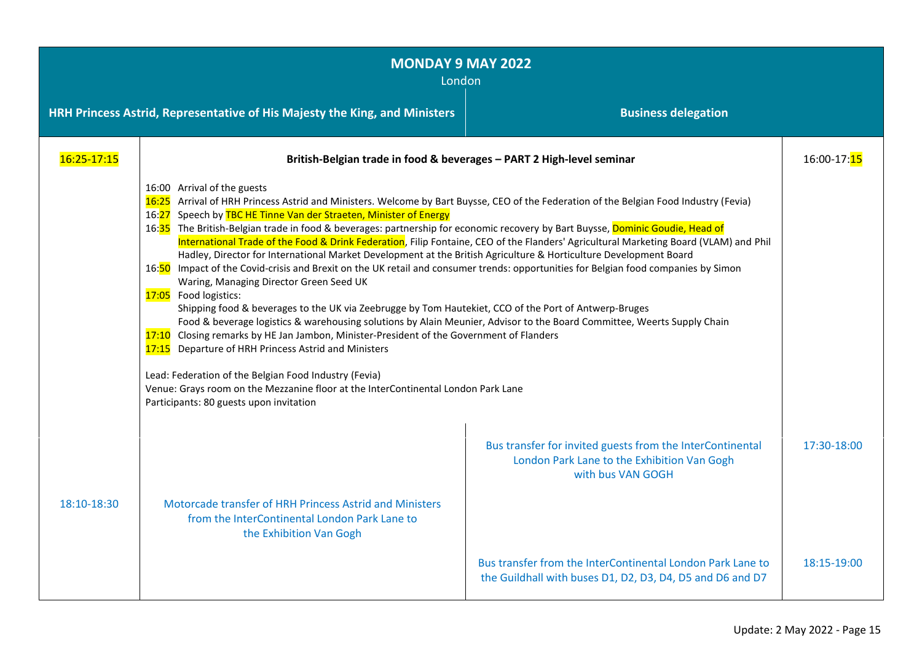## MONDAY 9 MAY 2022

London

| | HRH Princess Astrid, Representative of His Majesty the King, and Ministers | Business delegation | |
|---|---|---|---|
| 16:25-17:15 | **British-Belgian trade in food & beverages – PART 2 High-level seminar** | | 16:00-17:15 |
| | 16:00 Arrival of the guests<br>16:25 Arrival of HRH Princess Astrid and Ministers. Welcome by Bart Buysse, CEO of the Federation of the Belgian Food Industry (Fevia)<br>16:27 Speech by TBC HE Tinne Van der Straeten, Minister of Energy<br>16:35 The British-Belgian trade in food & beverages: partnership for economic recovery by Bart Buysse, Dominic Goudie, Head of International Trade of the Food & Drink Federation, Filip Fontaine, CEO of the Flanders' Agricultural Marketing Board (VLAM) and Phil Hadley, Director for International Market Development at the British Agriculture & Horticulture Development Board<br>16:50 Impact of the Covid-crisis and Brexit on the UK retail and consumer trends: opportunities for Belgian food companies by Simon Waring, Managing Director Green Seed UK<br>17:05 Food logistics:<br>Shipping food & beverages to the UK via Zeebrugge by Tom Hautekiet, CCO of the Port of Antwerp-Bruges<br>Food & beverage logistics & warehousing solutions by Alain Meunier, Advisor to the Board Committee, Weerts Supply Chain<br>17:10 Closing remarks by HE Jan Jambon, Minister-President of the Government of Flanders<br>17:15 Departure of HRH Princess Astrid and Ministers<br><br>Lead: Federation of the Belgian Food Industry (Fevia)<br>Venue: Grays room on the Mezzanine floor at the InterContinental London Park Lane<br>Participants: 80 guests upon invitation | | |
| | | Bus transfer for invited guests from the InterContinental London Park Lane to the Exhibition Van Gogh with bus VAN GOGH | 17:30-18:00 |
| 18:10-18:30 | Motorcade transfer of HRH Princess Astrid and Ministers from the InterContinental London Park Lane to the Exhibition Van Gogh | | |
| | | Bus transfer from the InterContinental London Park Lane to the Guildhall with buses D1, D2, D3, D4, D5 and D6 and D7 | 18:15-19:00 |

Update: 2 May 2022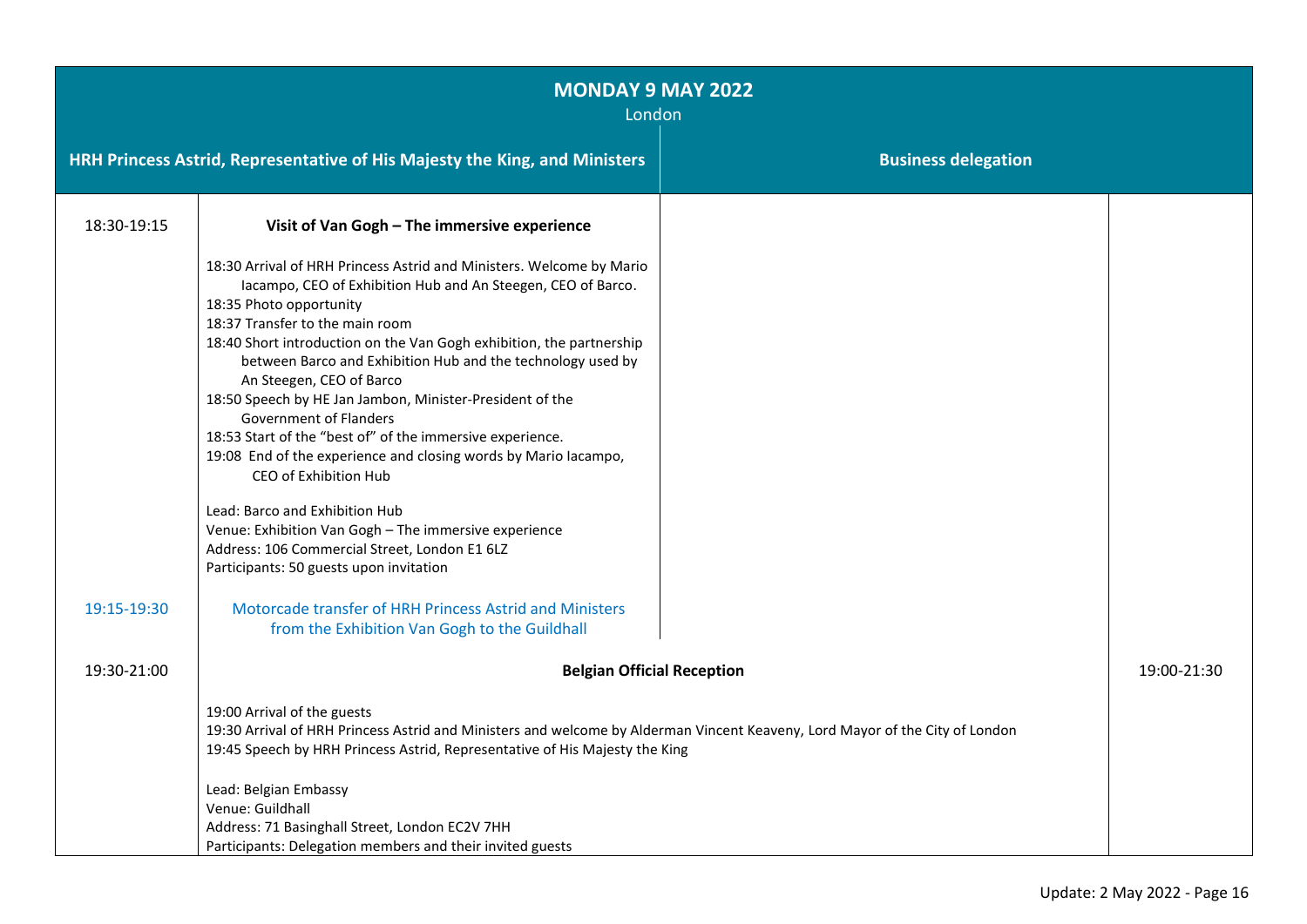## MONDAY 9 MAY 2022

London

| | HRH Princess Astrid, Representative of His Majesty the King, and Ministers | Business delegation | |
|---|---|---|---|
| 18:30-19:15 | **Visit of Van Gogh – The immersive experience**<br><br>18:30 Arrival of HRH Princess Astrid and Ministers. Welcome by Mario Iacampo, CEO of Exhibition Hub and An Steegen, CEO of Barco.<br>18:35 Photo opportunity<br>18:37 Transfer to the main room<br>18:40 Short introduction on the Van Gogh exhibition, the partnership between Barco and Exhibition Hub and the technology used by An Steegen, CEO of Barco<br>18:50 Speech by HE Jan Jambon, Minister-President of the Government of Flanders<br>18:53 Start of the "best of" of the immersive experience.<br>19:08 End of the experience and closing words by Mario Iacampo, CEO of Exhibition Hub<br><br>Lead: Barco and Exhibition Hub<br>Venue: Exhibition Van Gogh – The immersive experience<br>Address: 106 Commercial Street, London E1 6LZ<br>Participants: 50 guests upon invitation | | |
| 19:15-19:30 | Motorcade transfer of HRH Princess Astrid and Ministers from the Exhibition Van Gogh to the Guildhall | | |
| 19:30-21:00 | **Belgian Official Reception**<br><br>19:00 Arrival of the guests<br>19:30 Arrival of HRH Princess Astrid and Ministers and welcome by Alderman Vincent Keaveny, Lord Mayor of the City of London<br>19:45 Speech by HRH Princess Astrid, Representative of His Majesty the King<br><br>Lead: Belgian Embassy<br>Venue: Guildhall<br>Address: 71 Basinghall Street, London EC2V 7HH<br>Participants: Delegation members and their invited guests | | 19:00-21:30 |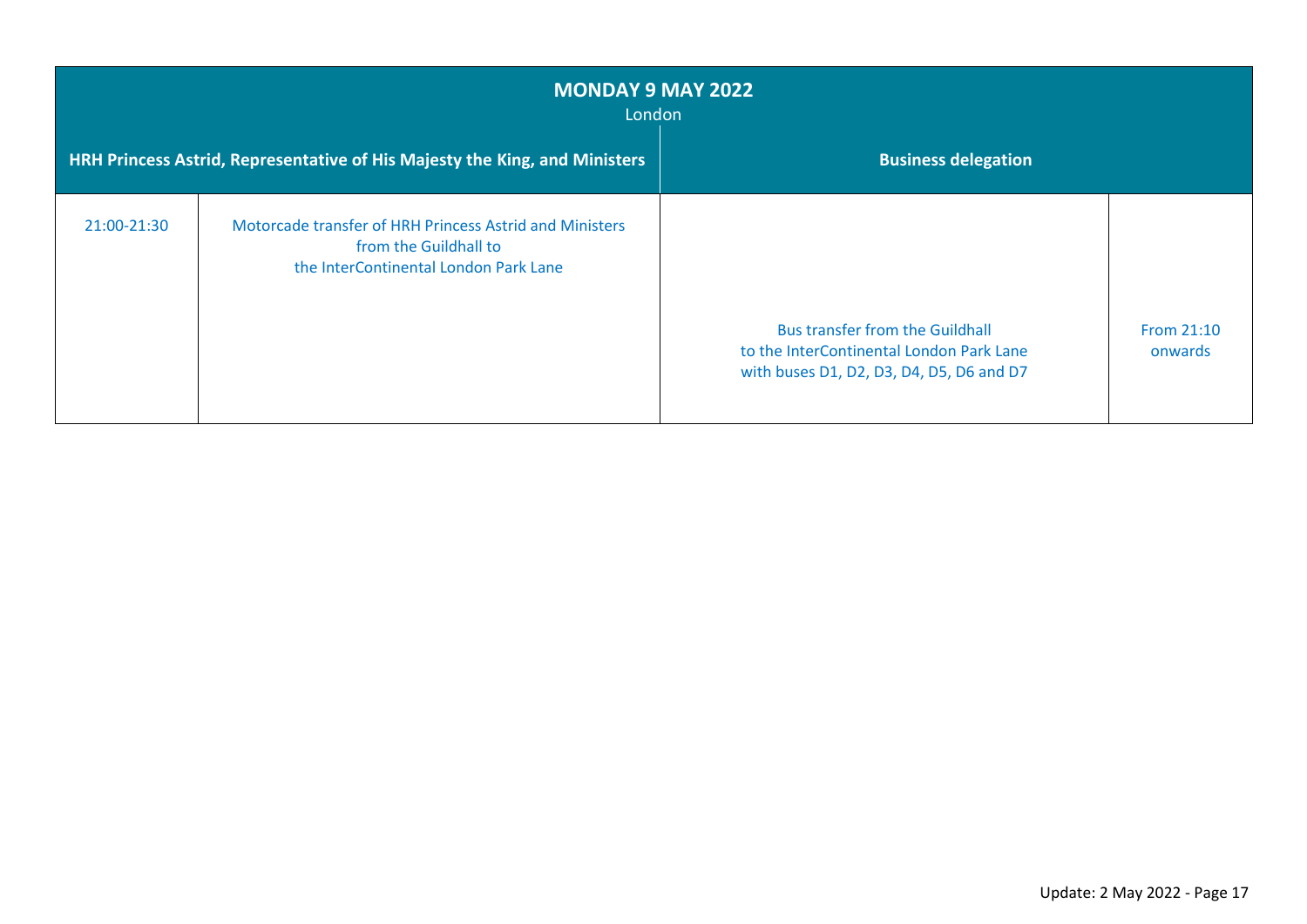| **MONDAY 9 MAY 2022**<br>London | | | |
|---|---|---|---|
| **HRH Princess Astrid, Representative of His Majesty the King, and Ministers** | | **Business delegation** | |
| 21:00-21:30 | Motorcade transfer of HRH Princess Astrid and Ministers from the Guildhall to the InterContinental London Park Lane | | |
| | | Bus transfer from the Guildhall to the InterContinental London Park Lane with buses D1, D2, D3, D4, D5, D6 and D7 | From 21:10 onwards |

Update: 2 May 2022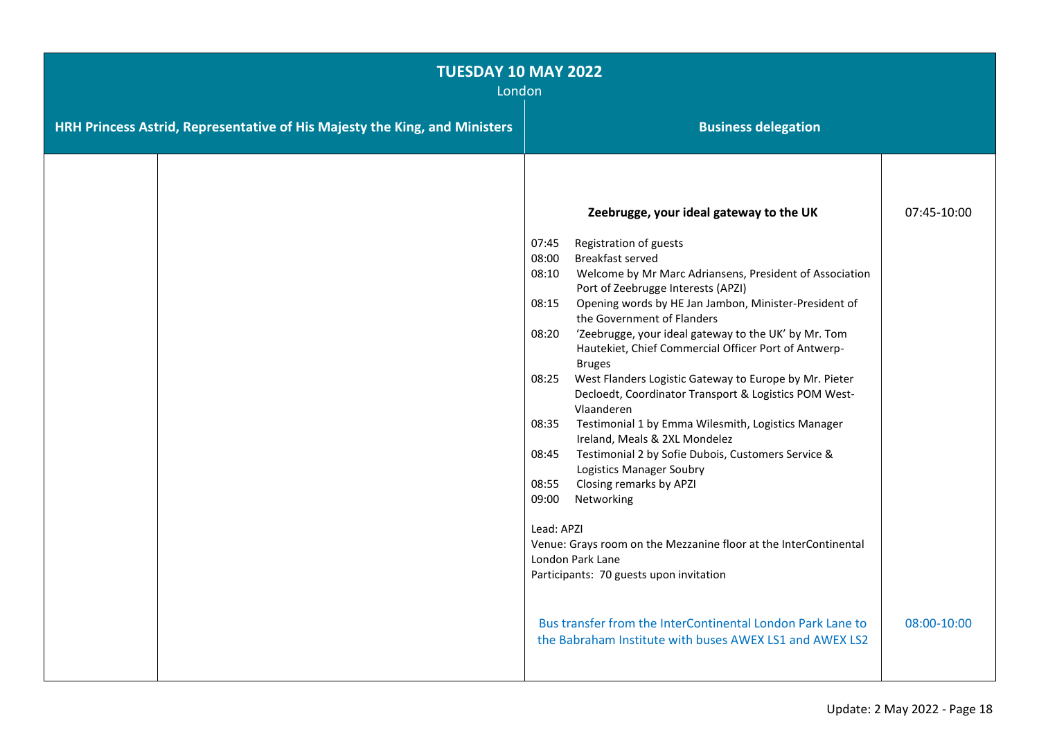**TUESDAY 10 MAY 2022**
London

| HRH Princess Astrid, Representative of His Majesty the King, and Ministers | | Business delegation | |
|---|---|---|---|
| | | **Zeebrugge, your ideal gateway to the UK**<br><br>07:45 Registration of guests<br>08:00 Breakfast served<br>08:10 Welcome by Mr Marc Adriansens, President of Association Port of Zeebrugge Interests (APZI)<br>08:15 Opening words by HE Jan Jambon, Minister-President of the Government of Flanders<br>08:20 'Zeebrugge, your ideal gateway to the UK' by Mr. Tom Hautekiet, Chief Commercial Officer Port of Antwerp-Bruges<br>08:25 West Flanders Logistic Gateway to Europe by Mr. Pieter Decloedt, Coordinator Transport & Logistics POM West-Vlaanderen<br>08:35 Testimonial 1 by Emma Wilesmith, Logistics Manager Ireland, Meals & 2XL Mondelez<br>08:45 Testimonial 2 by Sofie Dubois, Customers Service & Logistics Manager Soubry<br>08:55 Closing remarks by APZI<br>09:00 Networking<br><br>Lead: APZI<br>Venue: Grays room on the Mezzanine floor at the InterContinental London Park Lane<br>Participants: 70 guests upon invitation | 07:45-10:00 |
| | | Bus transfer from the InterContinental London Park Lane to the Babraham Institute with buses AWEX LS1 and AWEX LS2 | 08:00-10:00 |

Update: 2 May 2022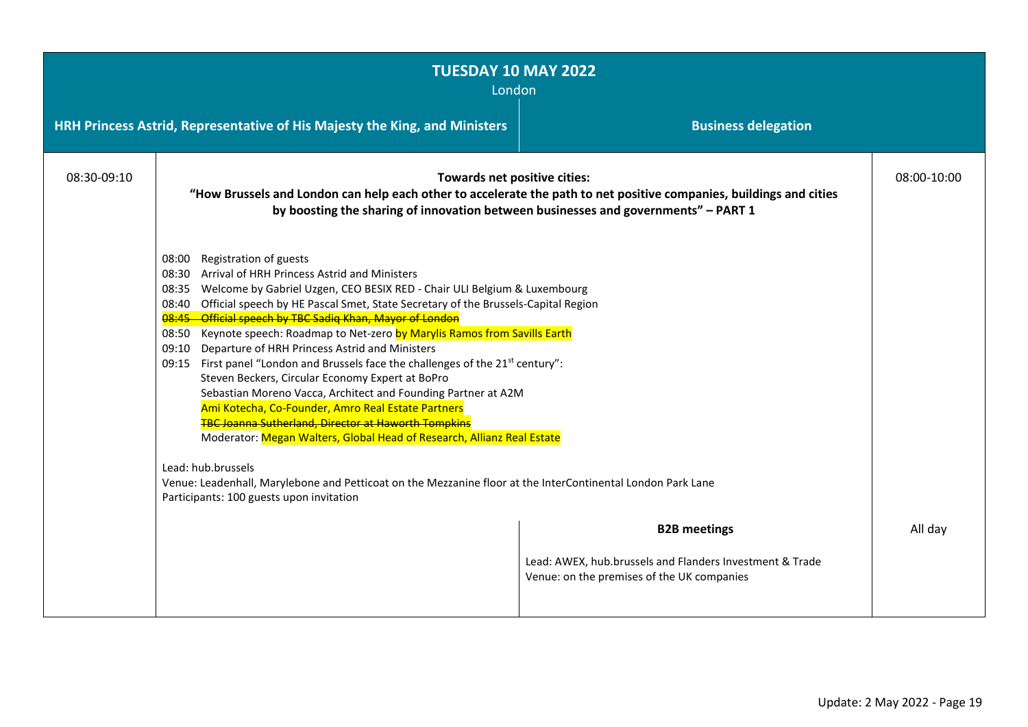| TUESDAY 10 MAY 2022<br>London | | | |
|---|---|---|---|
| | **HRH Princess Astrid, Representative of His Majesty the King, and Ministers** | **Business delegation** | |
| 08:30-09:10 | **Towards net positive cities:**<br>**"How Brussels and London can help each other to accelerate the path to net positive companies, buildings and cities by boosting the sharing of innovation between businesses and governments" – PART 1**<br><br>08:00 Registration of guests<br>08:30 Arrival of HRH Princess Astrid and Ministers<br>08:35 Welcome by Gabriel Uzgen, CEO BESIX RED - Chair ULI Belgium & Luxembourg<br>08:40 Official speech by HE Pascal Smet, State Secretary of the Brussels-Capital Region<br>~~08:45 Official speech by TBC Sadiq Khan, Mayor of London~~<br>08:50 Keynote speech: Roadmap to Net-zero by Marylis Ramos from Savills Earth<br>09:10 Departure of HRH Princess Astrid and Ministers<br>09:15 First panel "London and Brussels face the challenges of the 21st century":<br>Steven Beckers, Circular Economy Expert at BoPro<br>Sebastian Moreno Vacca, Architect and Founding Partner at A2M<br>Ami Kotecha, Co-Founder, Amro Real Estate Partners<br>~~TBC Joanna Sutherland, Director at Haworth Tompkins~~<br>Moderator: Megan Walters, Global Head of Research, Allianz Real Estate<br><br>Lead: hub.brussels<br>Venue: Leadenhall, Marylebone and Petticoat on the Mezzanine floor at the InterContinental London Park Lane<br>Participants: 100 guests upon invitation | | 08:00-10:00 |
| | | **B2B meetings**<br><br>Lead: AWEX, hub.brussels and Flanders Investment & Trade<br>Venue: on the premises of the UK companies | All day |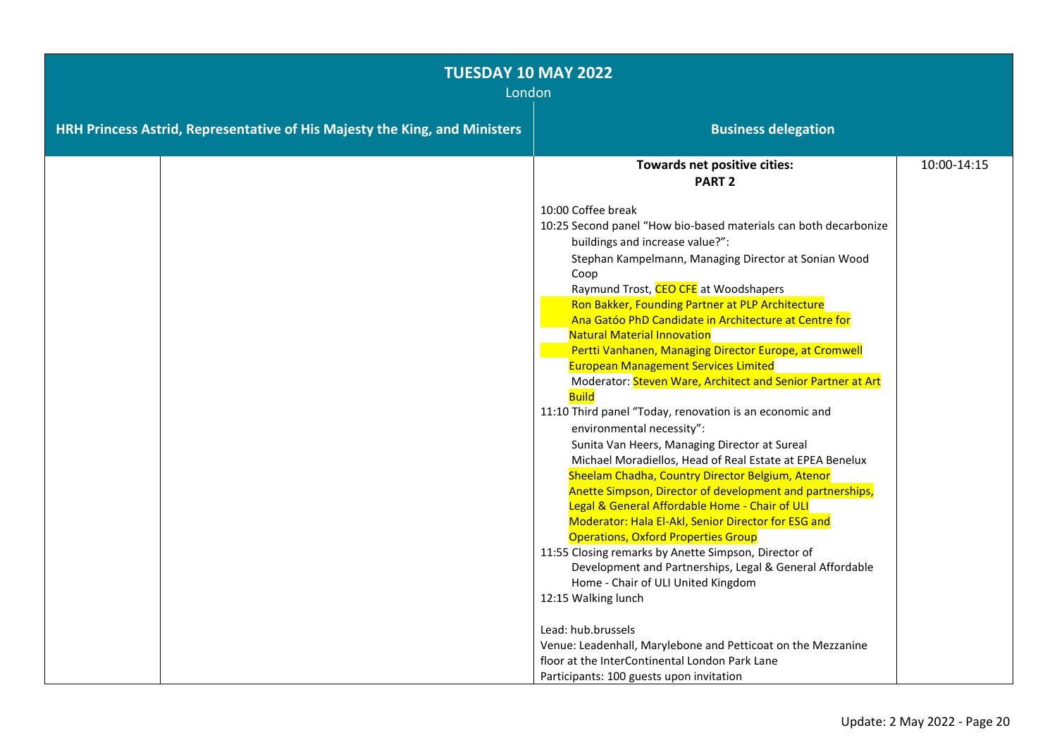| TUESDAY 10 MAY 2022<br>London | | | |
|---|---|---|---|
| **HRH Princess Astrid, Representative of His Majesty the King, and Ministers** | | **Business delegation** | |
| | | **Towards net positive cities:**<br>**PART 2**<br><br>10:00 Coffee break<br>10:25 Second panel "How bio-based materials can both decarbonize buildings and increase value?":<br>Stephan Kampelmann, Managing Director at Sonian Wood Coop<br>Raymund Trost, CEO CFE at Woodshapers<br>Ron Bakker, Founding Partner at PLP Architecture<br>Ana Gatóo PhD Candidate in Architecture at Centre for Natural Material Innovation<br>Pertti Vanhanen, Managing Director Europe, at Cromwell European Management Services Limited<br>Moderator: Steven Ware, Architect and Senior Partner at Art Build<br>11:10 Third panel "Today, renovation is an economic and environmental necessity":<br>Sunita Van Heers, Managing Director at Sureal<br>Michael Moradiellos, Head of Real Estate at EPEA Benelux<br>Sheelam Chadha, Country Director Belgium, Atenor<br>Anette Simpson, Director of development and partnerships, Legal & General Affordable Home - Chair of ULI<br>Moderator: Hala El-Akl, Senior Director for ESG and Operations, Oxford Properties Group<br>11:55 Closing remarks by Anette Simpson, Director of Development and Partnerships, Legal & General Affordable Home - Chair of ULI United Kingdom<br>12:15 Walking lunch<br><br>Lead: hub.brussels<br>Venue: Leadenhall, Marylebone and Petticoat on the Mezzanine floor at the InterContinental London Park Lane<br>Participants: 100 guests upon invitation | 10:00-14:15 |

Update: 2 May 2022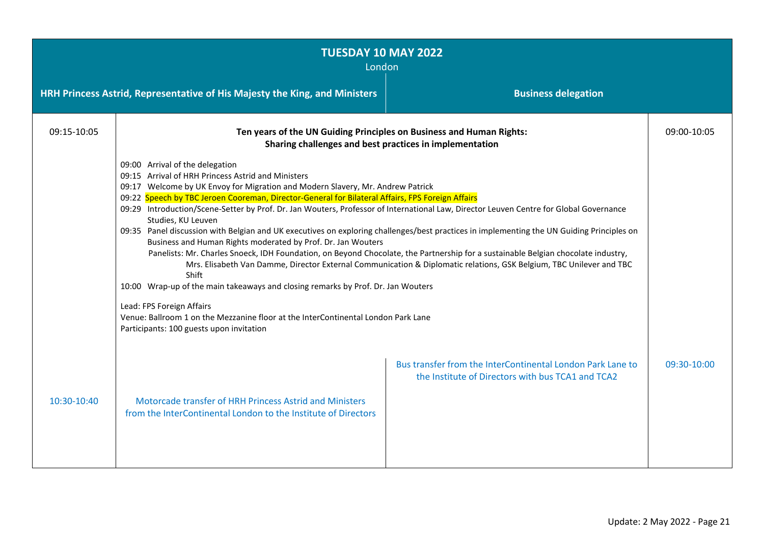# TUESDAY 10 MAY 2022

London

| HRH Princess Astrid, Representative of His Majesty the King, and Ministers | | Business delegation | |
|---|---|---|---|
| 09:15-10:05 | **Ten years of the UN Guiding Principles on Business and Human Rights: Sharing challenges and best practices in implementation**<br><br>09:00 Arrival of the delegation<br>09:15 Arrival of HRH Princess Astrid and Ministers<br>09:17 Welcome by UK Envoy for Migration and Modern Slavery, Mr. Andrew Patrick<br>09:22 Speech by TBC Jeroen Cooreman, Director-General for Bilateral Affairs, FPS Foreign Affairs<br>09:29 Introduction/Scene-Setter by Prof. Dr. Jan Wouters, Professor of International Law, Director Leuven Centre for Global Governance Studies, KU Leuven<br>09:35 Panel discussion with Belgian and UK executives on exploring challenges/best practices in implementing the UN Guiding Principles on Business and Human Rights moderated by Prof. Dr. Jan Wouters<br>Panelists: Mr. Charles Snoeck, IDH Foundation, on Beyond Chocolate, the Partnership for a sustainable Belgian chocolate industry, Mrs. Elisabeth Van Damme, Director External Communication & Diplomatic relations, GSK Belgium, TBC Unilever and TBC Shift<br>10:00 Wrap-up of the main takeaways and closing remarks by Prof. Dr. Jan Wouters<br><br>Lead: FPS Foreign Affairs<br>Venue: Ballroom 1 on the Mezzanine floor at the InterContinental London Park Lane<br>Participants: 100 guests upon invitation | | 09:00-10:05 |
| | | Bus transfer from the InterContinental London Park Lane to the Institute of Directors with bus TCA1 and TCA2 | 09:30-10:00 |
| 10:30-10:40 | Motorcade transfer of HRH Princess Astrid and Ministers from the InterContinental London to the Institute of Directors | | |

Update: 2 May 2022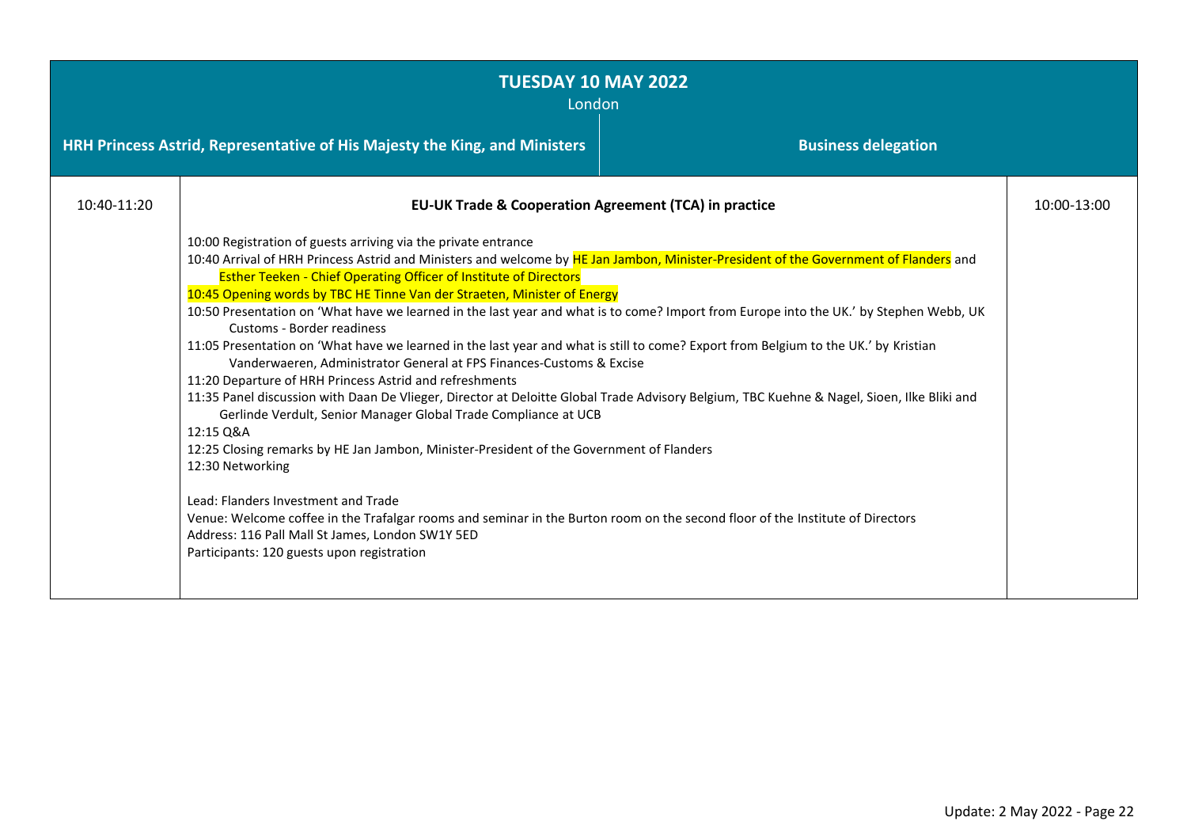## TUESDAY 10 MAY 2022

London

| HRH Princess Astrid, Representative of His Majesty the King, and Ministers | Business delegation | |
|---|---|---|
| 10:40-11:20 | **EU-UK Trade & Cooperation Agreement (TCA) in practice**<br><br>10:00 Registration of guests arriving via the private entrance<br>10:40 Arrival of HRH Princess Astrid and Ministers and welcome by HE Jan Jambon, Minister-President of the Government of Flanders and Esther Teeken - Chief Operating Officer of Institute of Directors<br>10:45 Opening words by TBC HE Tinne Van der Straeten, Minister of Energy<br>10:50 Presentation on 'What have we learned in the last year and what is to come? Import from Europe into the UK.' by Stephen Webb, UK Customs - Border readiness<br>11:05 Presentation on 'What have we learned in the last year and what is still to come? Export from Belgium to the UK.' by Kristian Vanderwaeren, Administrator General at FPS Finances-Customs & Excise<br>11:20 Departure of HRH Princess Astrid and refreshments<br>11:35 Panel discussion with Daan De Vlieger, Director at Deloitte Global Trade Advisory Belgium, TBC Kuehne & Nagel, Sioen, Ilke Bliki and Gerlinde Verdult, Senior Manager Global Trade Compliance at UCB<br>12:15 Q&A<br>12:25 Closing remarks by HE Jan Jambon, Minister-President of the Government of Flanders<br>12:30 Networking<br><br>Lead: Flanders Investment and Trade<br>Venue: Welcome coffee in the Trafalgar rooms and seminar in the Burton room on the second floor of the Institute of Directors<br>Address: 116 Pall Mall St James, London SW1Y 5ED<br>Participants: 120 guests upon registration | 10:00-13:00 |

Update: 2 May 2022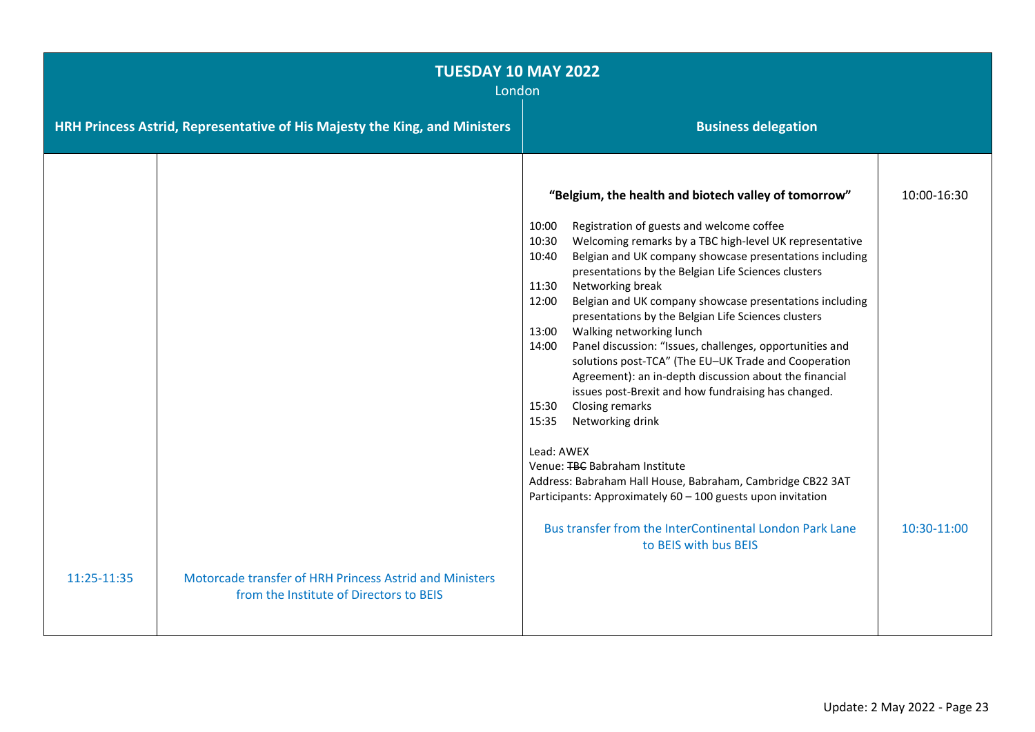| **TUESDAY 10 MAY 2022**<br>London | | | |
|---|---|---|---|
| **HRH Princess Astrid, Representative of His Majesty the King, and Ministers** | | **Business delegation** | |
| | | **"Belgium, the health and biotech valley of tomorrow"**<br><br>10:00 Registration of guests and welcome coffee<br>10:30 Welcoming remarks by a TBC high-level UK representative<br>10:40 Belgian and UK company showcase presentations including presentations by the Belgian Life Sciences clusters<br>11:30 Networking break<br>12:00 Belgian and UK company showcase presentations including presentations by the Belgian Life Sciences clusters<br>13:00 Walking networking lunch<br>14:00 Panel discussion: "Issues, challenges, opportunities and solutions post-TCA" (The EU–UK Trade and Cooperation Agreement): an in-depth discussion about the financial issues post-Brexit and how fundraising has changed.<br>15:30 Closing remarks<br>15:35 Networking drink<br><br>Lead: AWEX<br>Venue: ~~TBC~~ Babraham Institute<br>Address: Babraham Hall House, Babraham, Cambridge CB22 3AT<br>Participants: Approximately 60 – 100 guests upon invitation | 10:00-16:30 |
| | | Bus transfer from the InterContinental London Park Lane to BEIS with bus BEIS | 10:30-11:00 |
| 11:25-11:35 | Motorcade transfer of HRH Princess Astrid and Ministers from the Institute of Directors to BEIS | | |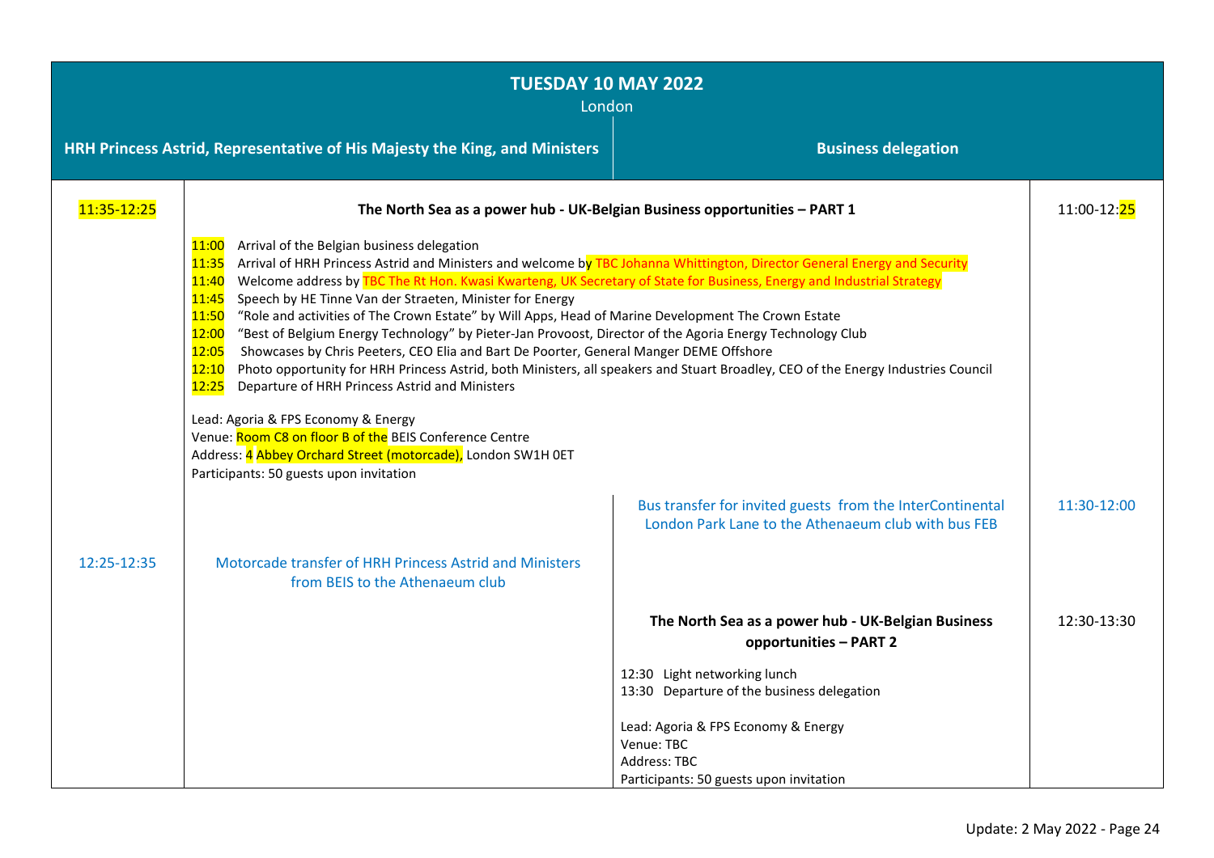# TUESDAY 10 MAY 2022

London

| | HRH Princess Astrid, Representative of His Majesty the King, and Ministers | Business delegation | |
|---|---|---|---|
| 11:35-12:25 | **The North Sea as a power hub - UK-Belgian Business opportunities – PART 1**<br><br>11:00 Arrival of the Belgian business delegation<br>11:35 Arrival of HRH Princess Astrid and Ministers and welcome by TBC Johanna Whittington, Director General Energy and Security<br>11:40 Welcome address by TBC The Rt Hon. Kwasi Kwarteng, UK Secretary of State for Business, Energy and Industrial Strategy<br>11:45 Speech by HE Tinne Van der Straeten, Minister for Energy<br>11:50 "Role and activities of The Crown Estate" by Will Apps, Head of Marine Development The Crown Estate<br>12:00 "Best of Belgium Energy Technology" by Pieter-Jan Provoost, Director of the Agoria Energy Technology Club<br>12:05 Showcases by Chris Peeters, CEO Elia and Bart De Poorter, General Manger DEME Offshore<br>12:10 Photo opportunity for HRH Princess Astrid, both Ministers, all speakers and Stuart Broadley, CEO of the Energy Industries Council<br>12:25 Departure of HRH Princess Astrid and Ministers<br><br>Lead: Agoria & FPS Economy & Energy<br>Venue: Room C8 on floor B of the BEIS Conference Centre<br>Address: 4 Abbey Orchard Street (motorcade), London SW1H 0ET<br>Participants: 50 guests upon invitation | | 11:00-12:25 |
| | | Bus transfer for invited guests from the InterContinental London Park Lane to the Athenaeum club with bus FEB | 11:30-12:00 |
| 12:25-12:35 | Motorcade transfer of HRH Princess Astrid and Ministers from BEIS to the Athenaeum club | | |
| | | **The North Sea as a power hub - UK-Belgian Business opportunities – PART 2**<br><br>12:30 Light networking lunch<br>13:30 Departure of the business delegation<br><br>Lead: Agoria & FPS Economy & Energy<br>Venue: TBC<br>Address: TBC<br>Participants: 50 guests upon invitation | 12:30-13:30 |

Update: 2 May 2022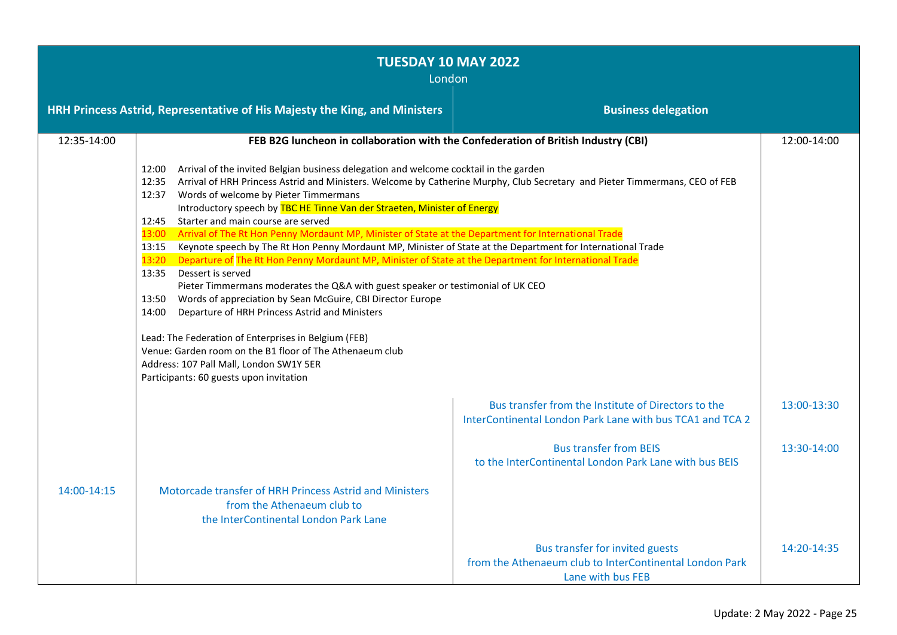## TUESDAY 10 MAY 2022

London

| | HRH Princess Astrid, Representative of His Majesty the King, and Ministers | Business delegation | |
|---|---|---|---|
| 12:35-14:00 | **FEB B2G luncheon in collaboration with the Confederation of British Industry (CBI)**<br><br>12:00 Arrival of the invited Belgian business delegation and welcome cocktail in the garden<br>12:35 Arrival of HRH Princess Astrid and Ministers. Welcome by Catherine Murphy, Club Secretary and Pieter Timmermans, CEO of FEB<br>12:37 Words of welcome by Pieter Timmermans<br>Introductory speech by TBC HE Tinne Van der Straeten, Minister of Energy<br>12:45 Starter and main course are served<br>13:00 Arrival of The Rt Hon Penny Mordaunt MP, Minister of State at the Department for International Trade<br>13:15 Keynote speech by The Rt Hon Penny Mordaunt MP, Minister of State at the Department for International Trade<br>13:20 Departure of The Rt Hon Penny Mordaunt MP, Minister of State at the Department for International Trade<br>13:35 Dessert is served<br>Pieter Timmermans moderates the Q&A with guest speaker or testimonial of UK CEO<br>13:50 Words of appreciation by Sean McGuire, CBI Director Europe<br>14:00 Departure of HRH Princess Astrid and Ministers<br><br>Lead: The Federation of Enterprises in Belgium (FEB)<br>Venue: Garden room on the B1 floor of The Athenaeum club<br>Address: 107 Pall Mall, London SW1Y 5ER<br>Participants: 60 guests upon invitation | | 12:00-14:00 |
| | | Bus transfer from the Institute of Directors to the InterContinental London Park Lane with bus TCA1 and TCA 2 | 13:00-13:30 |
| | | Bus transfer from BEIS to the InterContinental London Park Lane with bus BEIS | 13:30-14:00 |
| 14:00-14:15 | Motorcade transfer of HRH Princess Astrid and Ministers from the Athenaeum club to the InterContinental London Park Lane | | |
| | | Bus transfer for invited guests from the Athenaeum club to InterContinental London Park Lane with bus FEB | 14:20-14:35 |

Update: 2 May 2022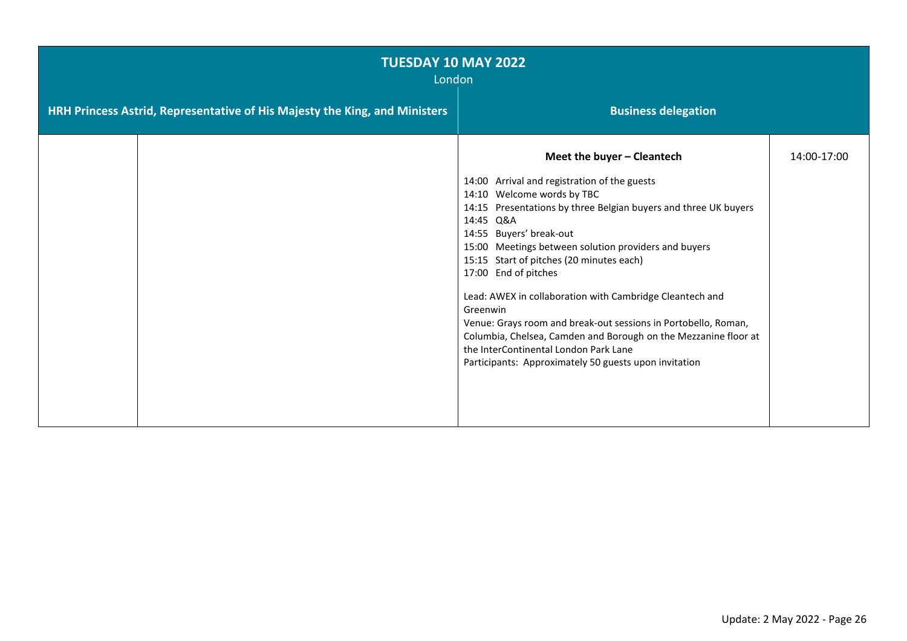| TUESDAY 10 MAY 2022<br>London | | | |
|---|---|---|---|
| **HRH Princess Astrid, Representative of His Majesty the King, and Ministers** | | **Business delegation** | |
| | | **Meet the buyer – Cleantech**<br><br>14:00 Arrival and registration of the guests<br>14:10 Welcome words by TBC<br>14:15 Presentations by three Belgian buyers and three UK buyers<br>14:45 Q&A<br>14:55 Buyers' break-out<br>15:00 Meetings between solution providers and buyers<br>15:15 Start of pitches (20 minutes each)<br>17:00 End of pitches<br><br>Lead: AWEX in collaboration with Cambridge Cleantech and Greenwin<br>Venue: Grays room and break-out sessions in Portobello, Roman, Columbia, Chelsea, Camden and Borough on the Mezzanine floor at the InterContinental London Park Lane<br>Participants: Approximately 50 guests upon invitation | 14:00-17:00 |

Update: 2 May 2022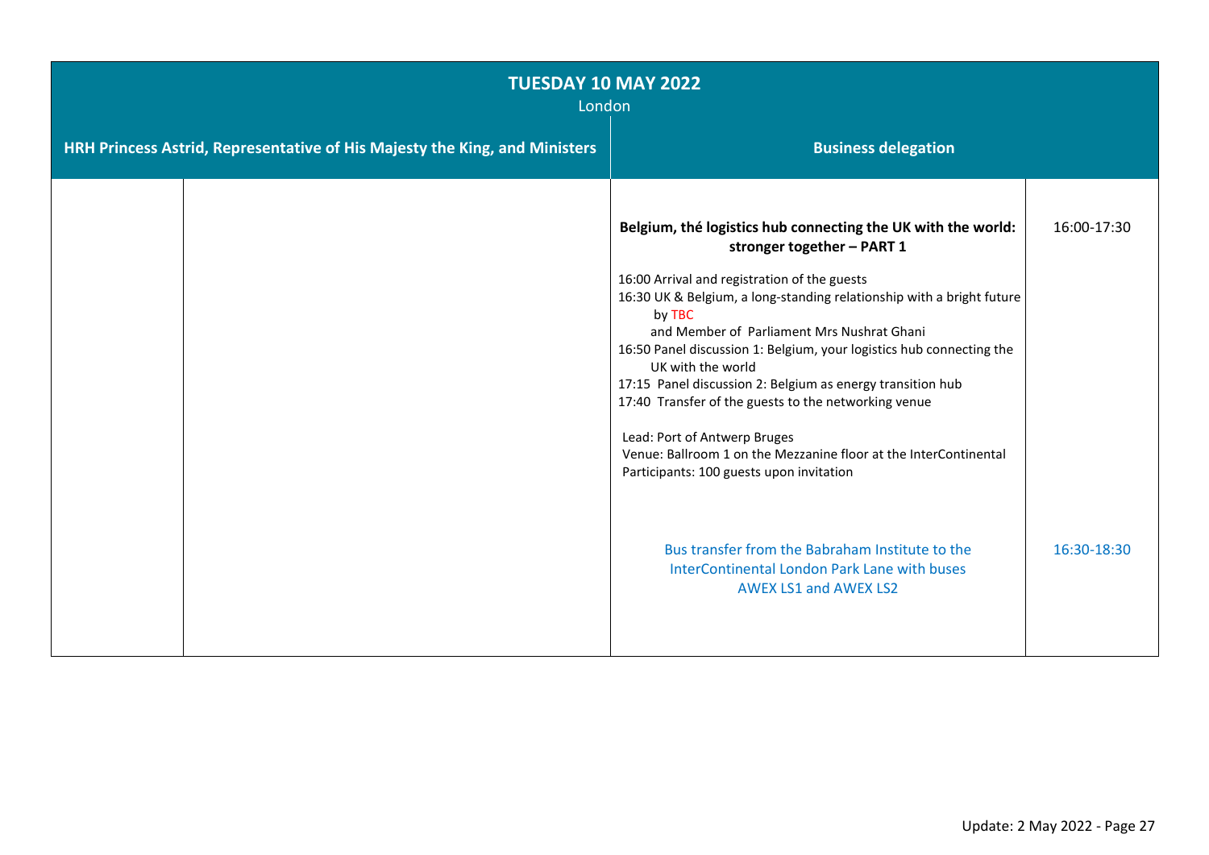## TUESDAY 10 MAY 2022

London

| HRH Princess Astrid, Representative of His Majesty the King, and Ministers | | Business delegation | |
|---|---|---|---|
| | | **Belgium, thé logistics hub connecting the UK with the world: stronger together – PART 1**<br><br>16:00 Arrival and registration of the guests<br>16:30 UK & Belgium, a long-standing relationship with a bright future by TBC and Member of Parliament Mrs Nushrat Ghani<br>16:50 Panel discussion 1: Belgium, your logistics hub connecting the UK with the world<br>17:15 Panel discussion 2: Belgium as energy transition hub<br>17:40 Transfer of the guests to the networking venue<br><br>Lead: Port of Antwerp Bruges<br>Venue: Ballroom 1 on the Mezzanine floor at the InterContinental<br>Participants: 100 guests upon invitation | 16:00-17:30 |
| | | Bus transfer from the Babraham Institute to the InterContinental London Park Lane with buses AWEX LS1 and AWEX LS2 | 16:30-18:30 |

Update: 2 May 2022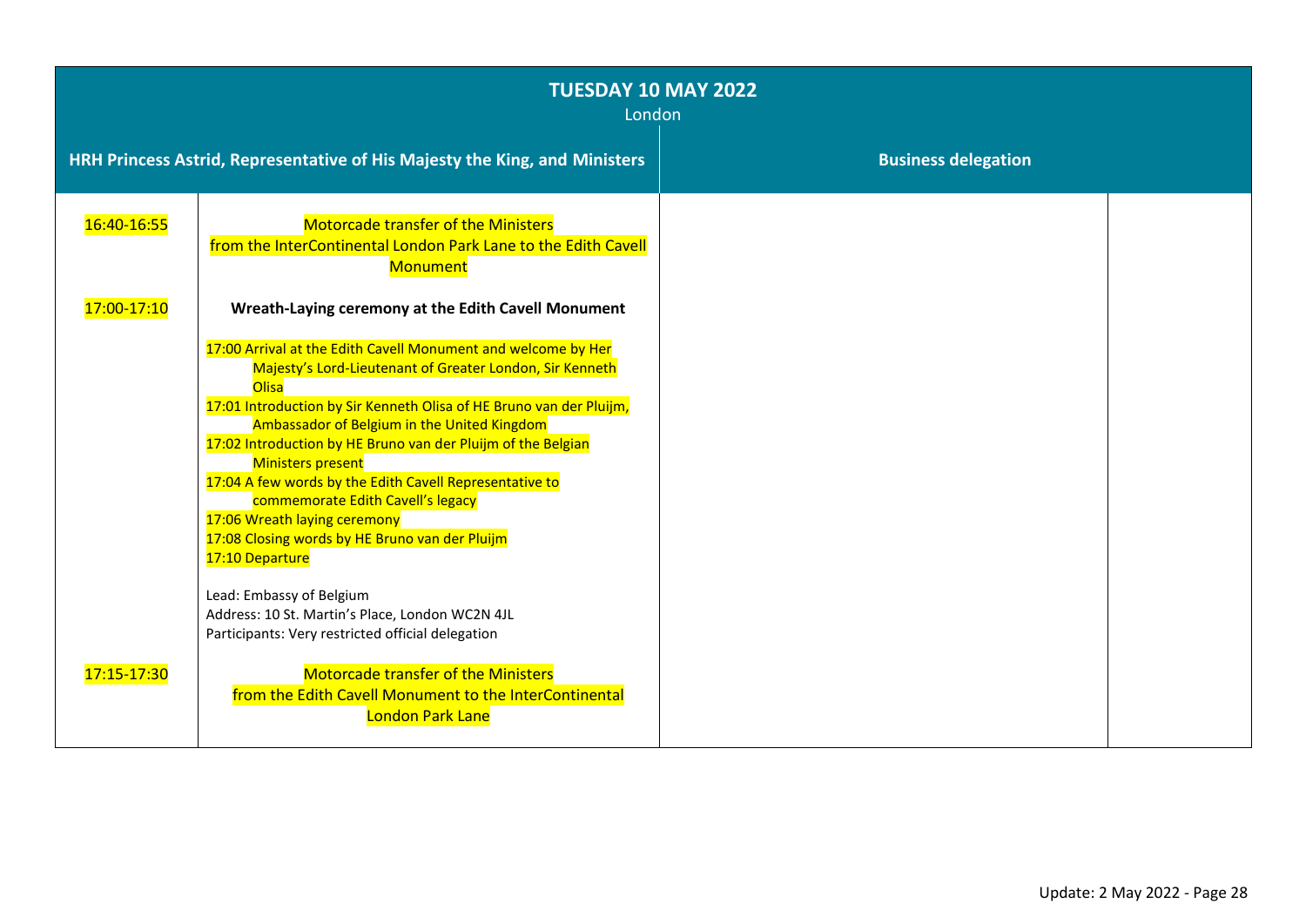# TUESDAY 10 MAY 2022

London

| HRH Princess Astrid, Representative of His Majesty the King, and Ministers | | Business delegation | |
|---|---|---|---|
| 16:40-16:55 | Motorcade transfer of the Ministers from the InterContinental London Park Lane to the Edith Cavell Monument | | |
| 17:00-17:10 | **Wreath-Laying ceremony at the Edith Cavell Monument**<br><br>17:00 Arrival at the Edith Cavell Monument and welcome by Her Majesty's Lord-Lieutenant of Greater London, Sir Kenneth Olisa<br>17:01 Introduction by Sir Kenneth Olisa of HE Bruno van der Pluijm, Ambassador of Belgium in the United Kingdom<br>17:02 Introduction by HE Bruno van der Pluijm of the Belgian Ministers present<br>17:04 A few words by the Edith Cavell Representative to commemorate Edith Cavell's legacy<br>17:06 Wreath laying ceremony<br>17:08 Closing words by HE Bruno van der Pluijm<br>17:10 Departure<br><br>Lead: Embassy of Belgium<br>Address: 10 St. Martin's Place, London WC2N 4JL<br>Participants: Very restricted official delegation | | |
| 17:15-17:30 | Motorcade transfer of the Ministers from the Edith Cavell Monument to the InterContinental London Park Lane | | |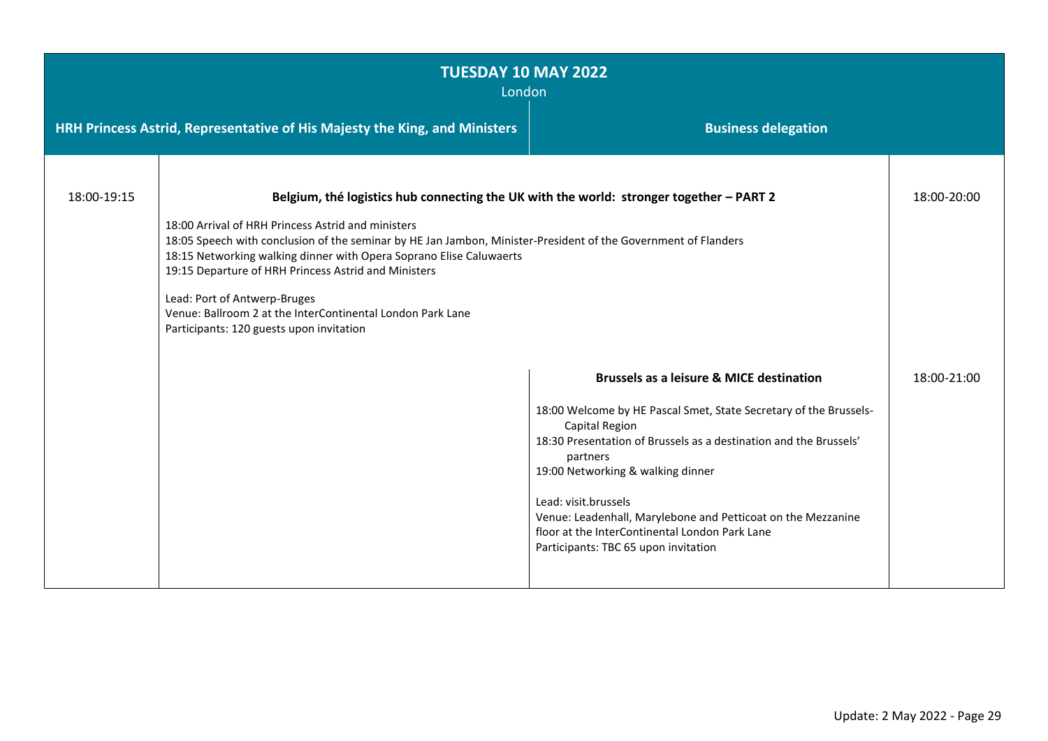| TUESDAY 10 MAY 2022<br>London | | | |
|---|---|---|---|
| | **HRH Princess Astrid, Representative of His Majesty the King, and Ministers** | **Business delegation** | |
| 18:00-19:15 | **Belgium, thé logistics hub connecting the UK with the world: stronger together – PART 2**<br><br>18:00 Arrival of HRH Princess Astrid and ministers<br>18:05 Speech with conclusion of the seminar by HE Jan Jambon, Minister-President of the Government of Flanders<br>18:15 Networking walking dinner with Opera Soprano Elise Caluwaerts<br>19:15 Departure of HRH Princess Astrid and Ministers<br><br>Lead: Port of Antwerp-Bruges<br>Venue: Ballroom 2 at the InterContinental London Park Lane<br>Participants: 120 guests upon invitation | | 18:00-20:00 |
| | | **Brussels as a leisure & MICE destination**<br><br>18:00 Welcome by HE Pascal Smet, State Secretary of the Brussels-Capital Region<br>18:30 Presentation of Brussels as a destination and the Brussels' partners<br>19:00 Networking & walking dinner<br><br>Lead: visit.brussels<br>Venue: Leadenhall, Marylebone and Petticoat on the Mezzanine floor at the InterContinental London Park Lane<br>Participants: TBC 65 upon invitation | 18:00-21:00 |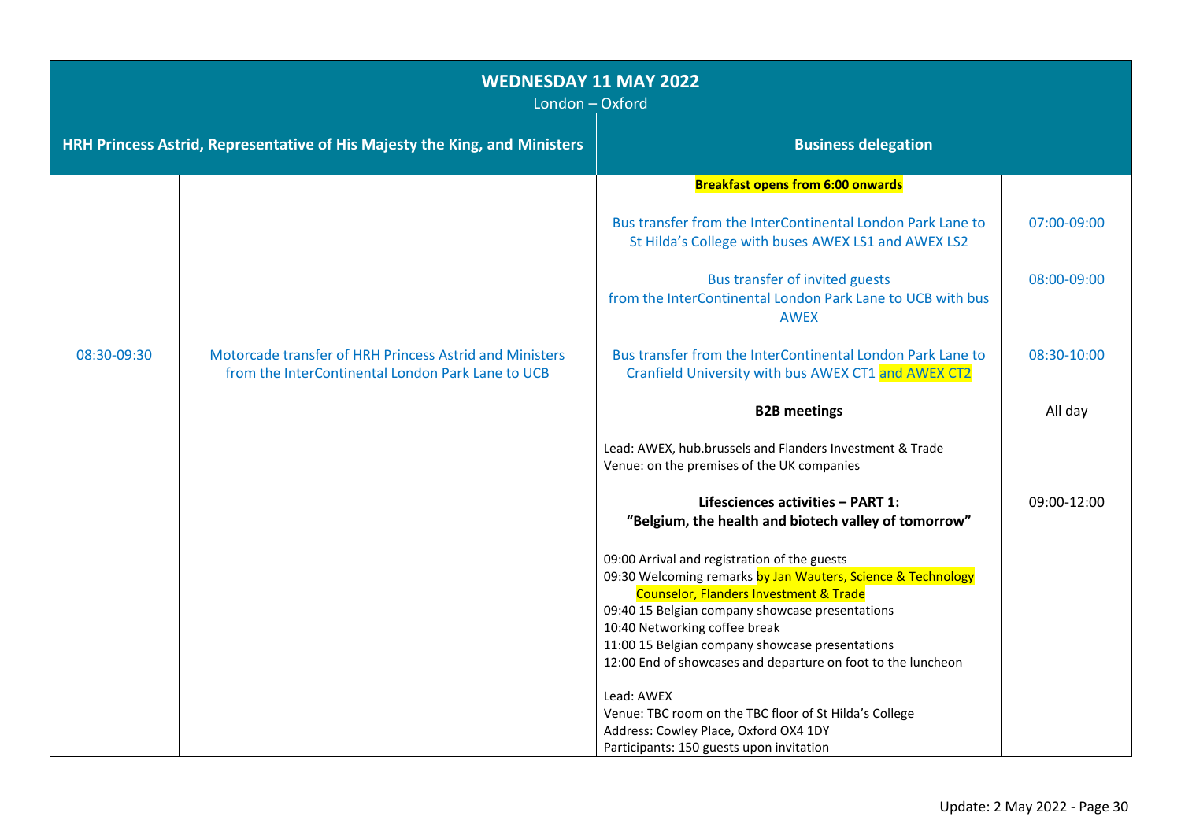| **WEDNESDAY 11 MAY 2022**<br>London – Oxford | | | |
|---|---|---|---|
| **HRH Princess Astrid, Representative of His Majesty the King, and Ministers** | | **Business delegation** | |
| | | **Breakfast opens from 6:00 onwards** | |
| | | Bus transfer from the InterContinental London Park Lane to St Hilda's College with buses AWEX LS1 and AWEX LS2 | 07:00-09:00 |
| | | Bus transfer of invited guests from the InterContinental London Park Lane to UCB with bus AWEX | 08:00-09:00 |
| 08:30-09:30 | Motorcade transfer of HRH Princess Astrid and Ministers from the InterContinental London Park Lane to UCB | Bus transfer from the InterContinental London Park Lane to Cranfield University with bus AWEX CT1 ~~and AWEX CT2~~ | 08:30-10:00 |
| | | **B2B meetings**<br><br>Lead: AWEX, hub.brussels and Flanders Investment & Trade<br>Venue: on the premises of the UK companies | All day |
| | | **Lifesciences activities – PART 1:**<br>**"Belgium, the health and biotech valley of tomorrow"**<br><br>09:00 Arrival and registration of the guests<br>09:30 Welcoming remarks by Jan Wauters, Science & Technology Counselor, Flanders Investment & Trade<br>09:40 15 Belgian company showcase presentations<br>10:40 Networking coffee break<br>11:00 15 Belgian company showcase presentations<br>12:00 End of showcases and departure on foot to the luncheon<br><br>Lead: AWEX<br>Venue: TBC room on the TBC floor of St Hilda's College<br>Address: Cowley Place, Oxford OX4 1DY<br>Participants: 150 guests upon invitation | 09:00-12:00 |

Update: 2 May 2022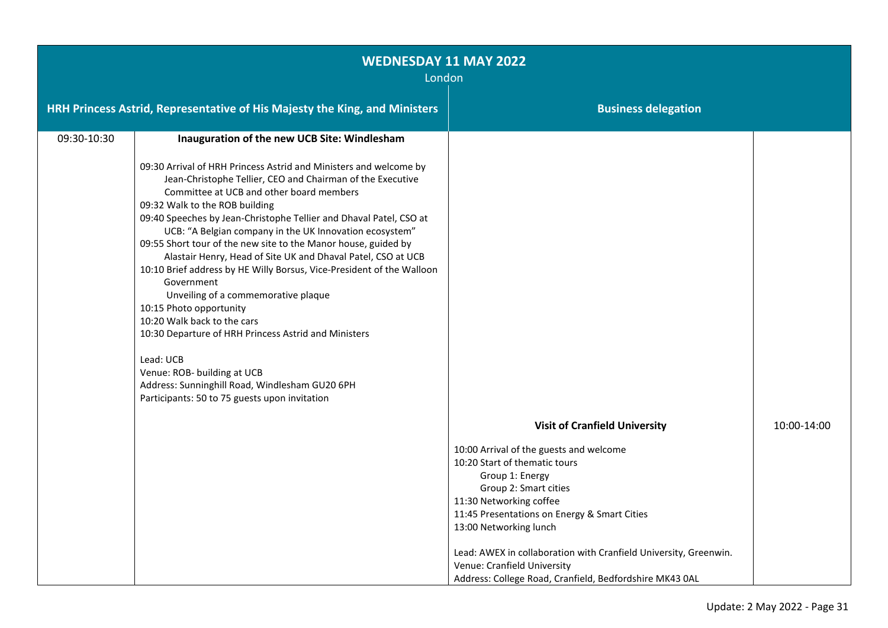| **WEDNESDAY 11 MAY 2022**<br>London | | | |
|---|---|---|---|
| **HRH Princess Astrid, Representative of His Majesty the King, and Ministers** | | **Business delegation** | |
| 09:30-10:30 | **Inauguration of the new UCB Site: Windlesham**<br><br>09:30 Arrival of HRH Princess Astrid and Ministers and welcome by Jean-Christophe Tellier, CEO and Chairman of the Executive Committee at UCB and other board members<br>09:32 Walk to the ROB building<br>09:40 Speeches by Jean-Christophe Tellier and Dhaval Patel, CSO at UCB: "A Belgian company in the UK Innovation ecosystem"<br>09:55 Short tour of the new site to the Manor house, guided by Alastair Henry, Head of Site UK and Dhaval Patel, CSO at UCB<br>10:10 Brief address by HE Willy Borsus, Vice-President of the Walloon Government<br>Unveiling of a commemorative plaque<br>10:15 Photo opportunity<br>10:20 Walk back to the cars<br>10:30 Departure of HRH Princess Astrid and Ministers<br><br>Lead: UCB<br>Venue: ROB- building at UCB<br>Address: Sunninghill Road, Windlesham GU20 6PH<br>Participants: 50 to 75 guests upon invitation | | |
| | | **Visit of Cranfield University**<br><br>10:00 Arrival of the guests and welcome<br>10:20 Start of thematic tours<br>Group 1: Energy<br>Group 2: Smart cities<br>11:30 Networking coffee<br>11:45 Presentations on Energy & Smart Cities<br>13:00 Networking lunch<br><br>Lead: AWEX in collaboration with Cranfield University, Greenwin.<br>Venue: Cranfield University<br>Address: College Road, Cranfield, Bedfordshire MK43 0AL | 10:00-14:00 |

Update: 2 May 2022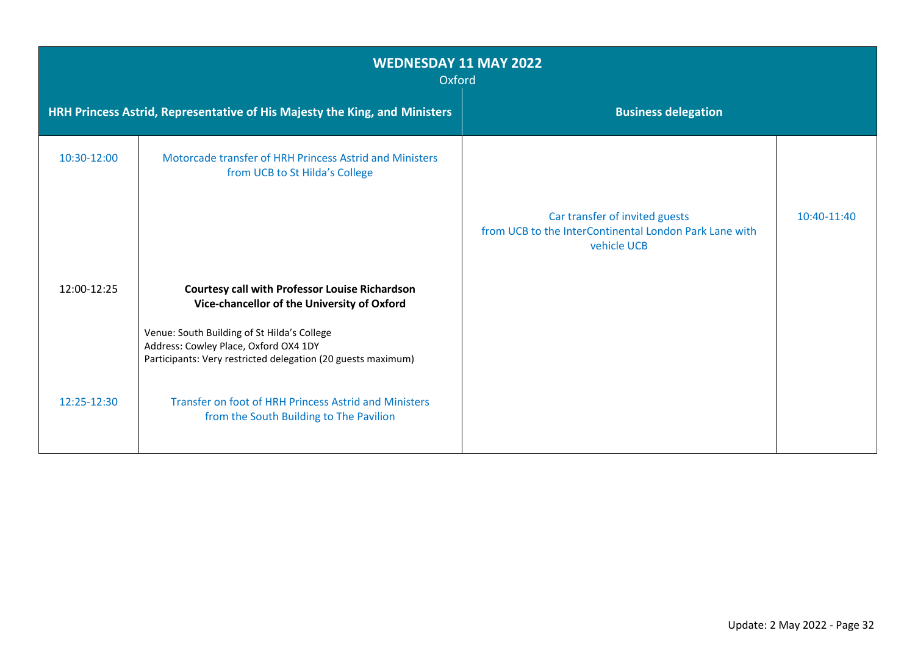## WEDNESDAY 11 MAY 2022

Oxford

| HRH Princess Astrid, Representative of His Majesty the King, and Ministers | | Business delegation | |
|---|---|---|---|
| 10:30-12:00 | Motorcade transfer of HRH Princess Astrid and Ministers from UCB to St Hilda's College | Car transfer of invited guests from UCB to the InterContinental London Park Lane with vehicle UCB | 10:40-11:40 |
| 12:00-12:25 | **Courtesy call with Professor Louise Richardson Vice-chancellor of the University of Oxford**<br><br>Venue: South Building of St Hilda's College<br>Address: Cowley Place, Oxford OX4 1DY<br>Participants: Very restricted delegation (20 guests maximum) | | |
| 12:25-12:30 | Transfer on foot of HRH Princess Astrid and Ministers from the South Building to The Pavilion | | |

Update: 2 May 2022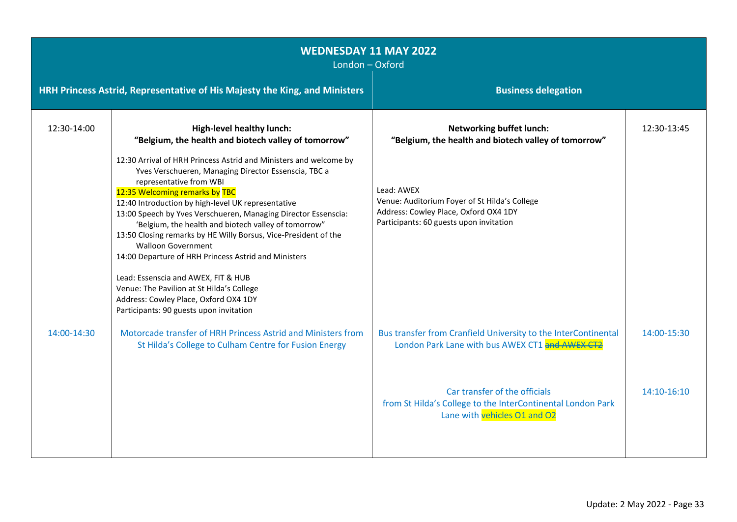| WEDNESDAY 11 MAY 2022<br>London – Oxford | | | |
|---|---|---|---|
| **HRH Princess Astrid, Representative of His Majesty the King, and Ministers** | | **Business delegation** | |
| 12:30-14:00 | **High-level healthy lunch:<br>"Belgium, the health and biotech valley of tomorrow"**<br><br>12:30 Arrival of HRH Princess Astrid and Ministers and welcome by Yves Verschueren, Managing Director Essenscia, TBC a representative from WBI<br>12:35 Welcoming remarks by TBC<br>12:40 Introduction by high-level UK representative<br>13:00 Speech by Yves Verschueren, Managing Director Essenscia: 'Belgium, the health and biotech valley of tomorrow"<br>13:50 Closing remarks by HE Willy Borsus, Vice-President of the Walloon Government<br>14:00 Departure of HRH Princess Astrid and Ministers<br><br>Lead: Essenscia and AWEX, FIT & HUB<br>Venue: The Pavilion at St Hilda's College<br>Address: Cowley Place, Oxford OX4 1DY<br>Participants: 90 guests upon invitation | **Networking buffet lunch:<br>"Belgium, the health and biotech valley of tomorrow"**<br><br>Lead: AWEX<br>Venue: Auditorium Foyer of St Hilda's College<br>Address: Cowley Place, Oxford OX4 1DY<br>Participants: 60 guests upon invitation | 12:30-13:45 |
| 14:00-14:30 | Motorcade transfer of HRH Princess Astrid and Ministers from St Hilda's College to Culham Centre for Fusion Energy | Bus transfer from Cranfield University to the InterContinental London Park Lane with bus AWEX CT1 ~~and AWEX CT2~~ | 14:00-15:30 |
| | | Car transfer of the officials from St Hilda's College to the InterContinental London Park Lane with vehicles O1 and O2 | 14:10-16:10 |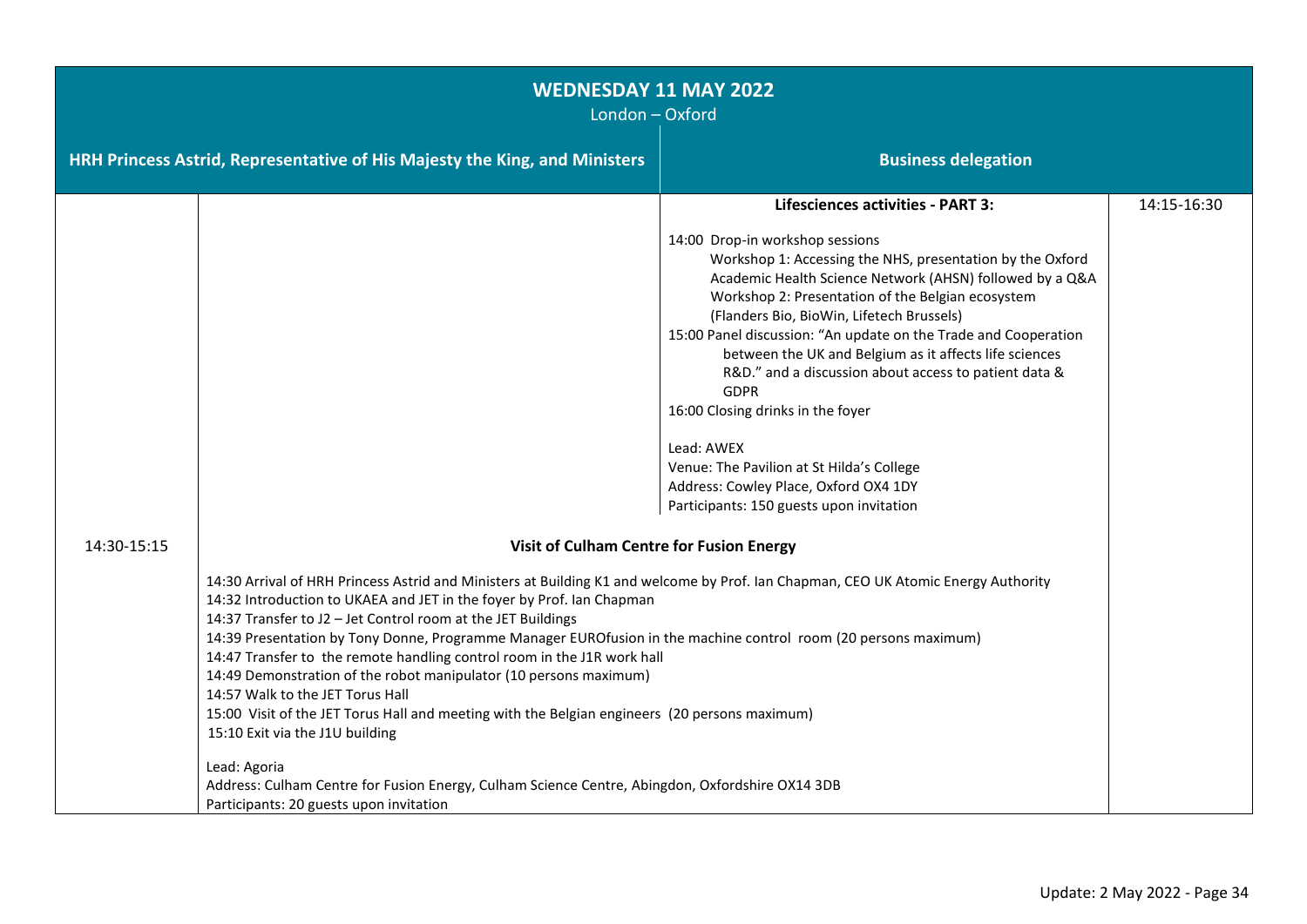| **WEDNESDAY 11 MAY 2022**<br>London – Oxford | | | |
|---|---|---|---|
| | **HRH Princess Astrid, Representative of His Majesty the King, and Ministers** | **Business delegation** | |
| | | **Lifesciences activities - PART 3:**<br><br>14:00 Drop-in workshop sessions<br>Workshop 1: Accessing the NHS, presentation by the Oxford Academic Health Science Network (AHSN) followed by a Q&A<br>Workshop 2: Presentation of the Belgian ecosystem (Flanders Bio, BioWin, Lifetech Brussels)<br>15:00 Panel discussion: "An update on the Trade and Cooperation between the UK and Belgium as it affects life sciences R&D." and a discussion about access to patient data & GDPR<br>16:00 Closing drinks in the foyer<br><br>Lead: AWEX<br>Venue: The Pavilion at St Hilda's College<br>Address: Cowley Place, Oxford OX4 1DY<br>Participants: 150 guests upon invitation | 14:15-16:30 |
| 14:30-15:15 | **Visit of Culham Centre for Fusion Energy**<br><br>14:30 Arrival of HRH Princess Astrid and Ministers at Building K1 and welcome by Prof. Ian Chapman, CEO UK Atomic Energy Authority<br>14:32 Introduction to UKAEA and JET in the foyer by Prof. Ian Chapman<br>14:37 Transfer to J2 – Jet Control room at the JET Buildings<br>14:39 Presentation by Tony Donne, Programme Manager EUROfusion in the machine control room (20 persons maximum)<br>14:47 Transfer to the remote handling control room in the J1R work hall<br>14:49 Demonstration of the robot manipulator (10 persons maximum)<br>14:57 Walk to the JET Torus Hall<br>15:00 Visit of the JET Torus Hall and meeting with the Belgian engineers (20 persons maximum)<br>15:10 Exit via the J1U building<br><br>Lead: Agoria<br>Address: Culham Centre for Fusion Energy, Culham Science Centre, Abingdon, Oxfordshire OX14 3DB<br>Participants: 20 guests upon invitation | | |

Update: 2 May 2022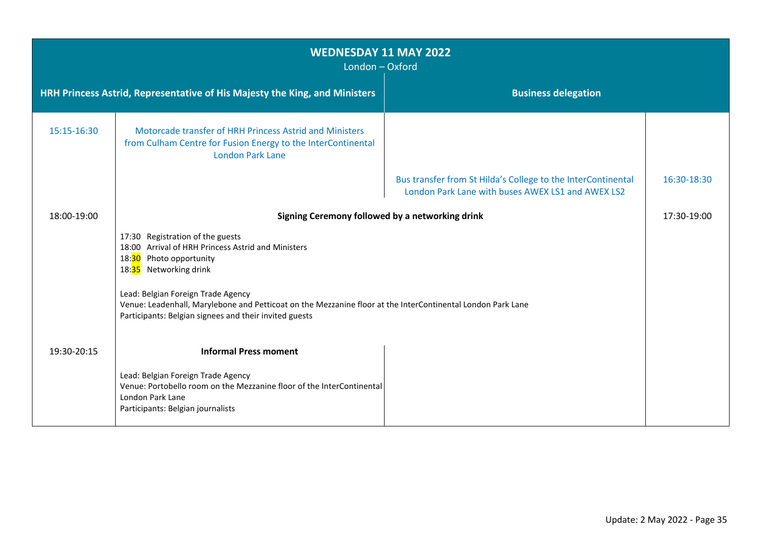| **WEDNESDAY 11 MAY 2022**<br>London – Oxford | | | |
|---|---|---|---|
| **HRH Princess Astrid, Representative of His Majesty the King, and Ministers** | | **Business delegation** | |
| 15:15-16:30 | Motorcade transfer of HRH Princess Astrid and Ministers from Culham Centre for Fusion Energy to the InterContinental London Park Lane | | |
| | | Bus transfer from St Hilda's College to the InterContinental London Park Lane with buses AWEX LS1 and AWEX LS2 | 16:30-18:30 |
| 18:00-19:00 | **Signing Ceremony followed by a networking drink**<br><br>17:30 Registration of the guests<br>18:00 Arrival of HRH Princess Astrid and Ministers<br>18:30 Photo opportunity<br>18:35 Networking drink<br><br>Lead: Belgian Foreign Trade Agency<br>Venue: Leadenhall, Marylebone and Petticoat on the Mezzanine floor at the InterContinental London Park Lane<br>Participants: Belgian signees and their invited guests | | 17:30-19:00 |
| 19:30-20:15 | **Informal Press moment**<br><br>Lead: Belgian Foreign Trade Agency<br>Venue: Portobello room on the Mezzanine floor of the InterContinental London Park Lane<br>Participants: Belgian journalists | | |

Update: 2 May 2022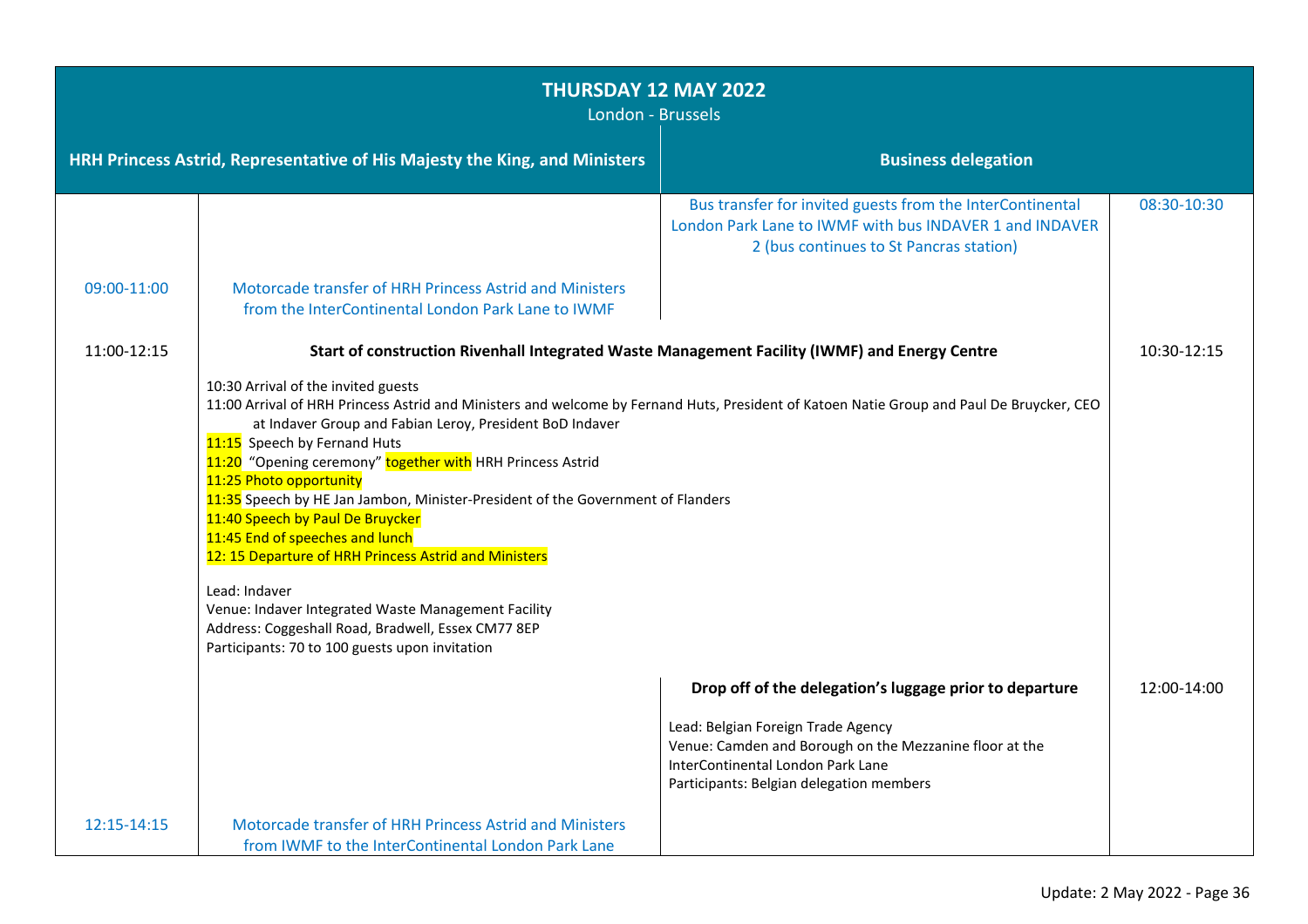| THURSDAY 12 MAY 2022<br>London - Brussels | | | |
|---|---|---|---|
| **HRH Princess Astrid, Representative of His Majesty the King, and Ministers** | | **Business delegation** | |
| | | Bus transfer for invited guests from the InterContinental London Park Lane to IWMF with bus INDAVER 1 and INDAVER 2 (bus continues to St Pancras station) | 08:30-10:30 |
| 09:00-11:00 | Motorcade transfer of HRH Princess Astrid and Ministers from the InterContinental London Park Lane to IWMF | | |
| 11:00-12:15 | **Start of construction Rivenhall Integrated Waste Management Facility (IWMF) and Energy Centre**<br><br>10:30 Arrival of the invited guests<br>11:00 Arrival of HRH Princess Astrid and Ministers and welcome by Fernand Huts, President of Katoen Natie Group and Paul De Bruycker, CEO at Indaver Group and Fabian Leroy, President BoD Indaver<br>11:15 Speech by Fernand Huts<br>11:20 "Opening ceremony" together with HRH Princess Astrid<br>11:25 Photo opportunity<br>11:35 Speech by HE Jan Jambon, Minister-President of the Government of Flanders<br>11:40 Speech by Paul De Bruycker<br>11:45 End of speeches and lunch<br>12: 15 Departure of HRH Princess Astrid and Ministers<br><br>Lead: Indaver<br>Venue: Indaver Integrated Waste Management Facility<br>Address: Coggeshall Road, Bradwell, Essex CM77 8EP<br>Participants: 70 to 100 guests upon invitation | | 10:30-12:15 |
| | | **Drop off of the delegation's luggage prior to departure**<br><br>Lead: Belgian Foreign Trade Agency<br>Venue: Camden and Borough on the Mezzanine floor at the InterContinental London Park Lane<br>Participants: Belgian delegation members | 12:00-14:00 |
| 12:15-14:15 | Motorcade transfer of HRH Princess Astrid and Ministers from IWMF to the InterContinental London Park Lane | | |

Update: 2 May 2022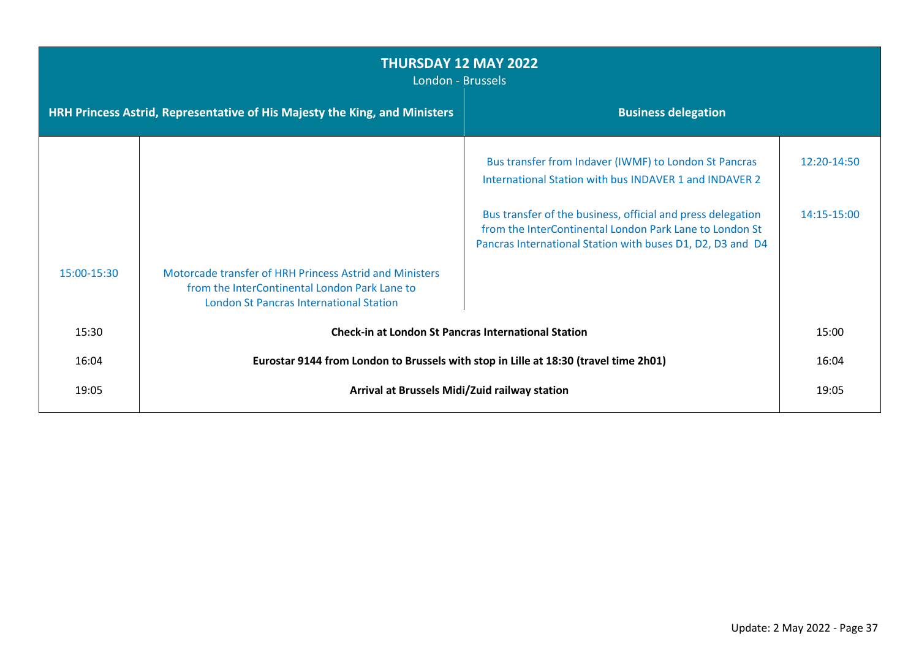| THURSDAY 12 MAY 2022<br>London - Brussels | | | |
|---|---|---|---|
| **HRH Princess Astrid, Representative of His Majesty the King, and Ministers** | | **Business delegation** | |
| | | Bus transfer from Indaver (IWMF) to London St Pancras International Station with bus INDAVER 1 and INDAVER 2 | 12:20-14:50 |
| | | Bus transfer of the business, official and press delegation from the InterContinental London Park Lane to London St Pancras International Station with buses D1, D2, D3 and D4 | 14:15-15:00 |
| 15:00-15:30 | Motorcade transfer of HRH Princess Astrid and Ministers from the InterContinental London Park Lane to London St Pancras International Station | | |
| 15:30 | **Check-in at London St Pancras International Station** | | 15:00 |
| 16:04 | **Eurostar 9144 from London to Brussels with stop in Lille at 18:30 (travel time 2h01)** | | 16:04 |
| 19:05 | **Arrival at Brussels Midi/Zuid railway station** | | 19:05 |

Update: 2 May 2022